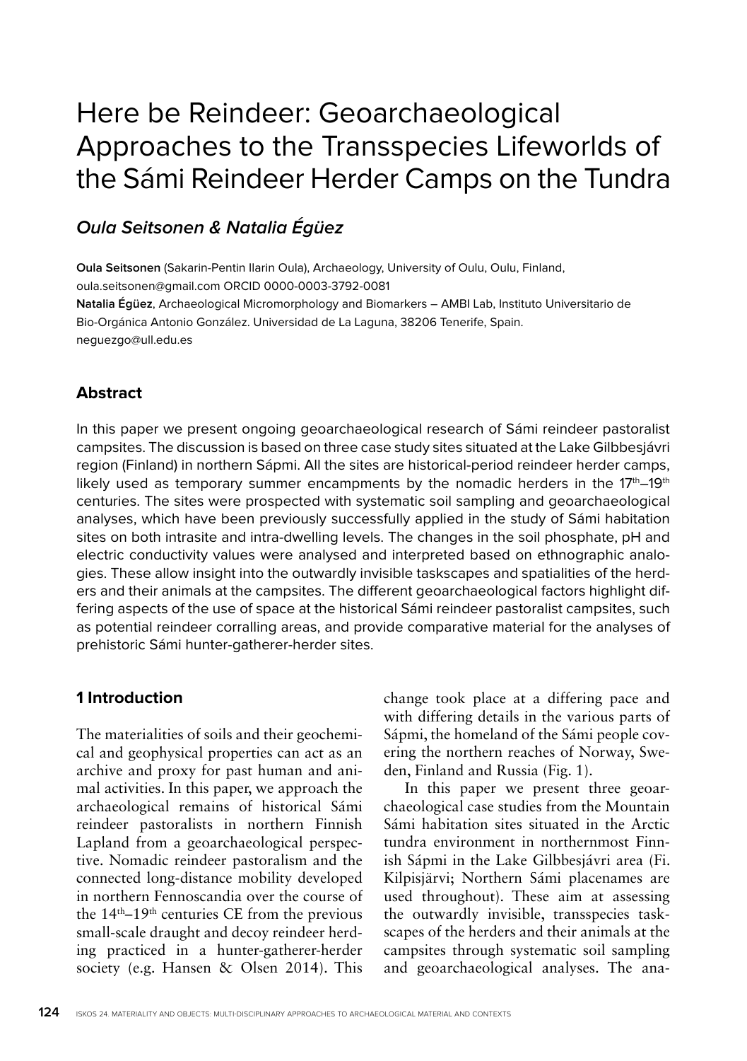# Here be Reindeer: Geoarchaeological Approaches to the Transspecies Lifeworlds of the Sámi Reindeer Herder Camps on the Tundra

## *Oula Seitsonen & Natalia Égüez*

**Oula Seitsonen** (Sakarin-Pentin Ilarin Oula), Archaeology, University of Oulu, Oulu, Finland, oula.seitsonen@gmail.com ORCID 0000-0003-3792-0081

**Natalia Égüez**, Archaeological Micromorphology and Biomarkers – AMBI Lab, Instituto Universitario de Bio-Orgánica Antonio González. Universidad de La Laguna, 38206 Tenerife, Spain. neguezgo@ull.edu.es

### Abstract

In this paper we present ongoing geoarchaeological research of Sámi reindeer pastoralist campsites. The discussion is based on three case study sites situated at the Lake Gilbbesjávri region (Finland) in northern Sápmi. All the sites are historical-period reindeer herder camps, likely used as temporary summer encampments by the nomadic herders in the 17th–19th centuries. The sites were prospected with systematic soil sampling and geoarchaeological analyses, which have been previously successfully applied in the study of Sámi habitation sites on both intrasite and intra-dwelling levels. The changes in the soil phosphate, pH and electric conductivity values were analysed and interpreted based on ethnographic analogies. These allow insight into the outwardly invisible taskscapes and spatialities of the herders and their animals at the campsites. The different geoarchaeological factors highlight differing aspects of the use of space at the historical Sámi reindeer pastoralist campsites, such as potential reindeer corralling areas, and provide comparative material for the analyses of prehistoric Sámi hunter-gatherer-herder sites.

### 1 Introduction

The materialities of soils and their geochemical and geophysical properties can act as an archive and proxy for past human and animal activities. In this paper, we approach the archaeological remains of historical Sámi reindeer pastoralists in northern Finnish Lapland from a geoarchaeological perspective. Nomadic reindeer pastoralism and the connected long-distance mobility developed in northern Fennoscandia over the course of the 14th–19th centuries CE from the previous small-scale draught and decoy reindeer herding practiced in a hunter-gatherer-herder society (e.g. Hansen & Olsen 2014). This change took place at a differing pace and with differing details in the various parts of Sápmi, the homeland of the Sámi people covering the northern reaches of Norway, Sweden, Finland and Russia (Fig. 1).

In this paper we present three geoarchaeological case studies from the Mountain Sámi habitation sites situated in the Arctic tundra environment in northernmost Finnish Sápmi in the Lake Gilbbesjávri area (Fi. Kilpisjärvi; Northern Sámi placenames are used throughout). These aim at assessing the outwardly invisible, transspecies taskscapes of the herders and their animals at the campsites through systematic soil sampling and geoarchaeological analyses. The ana-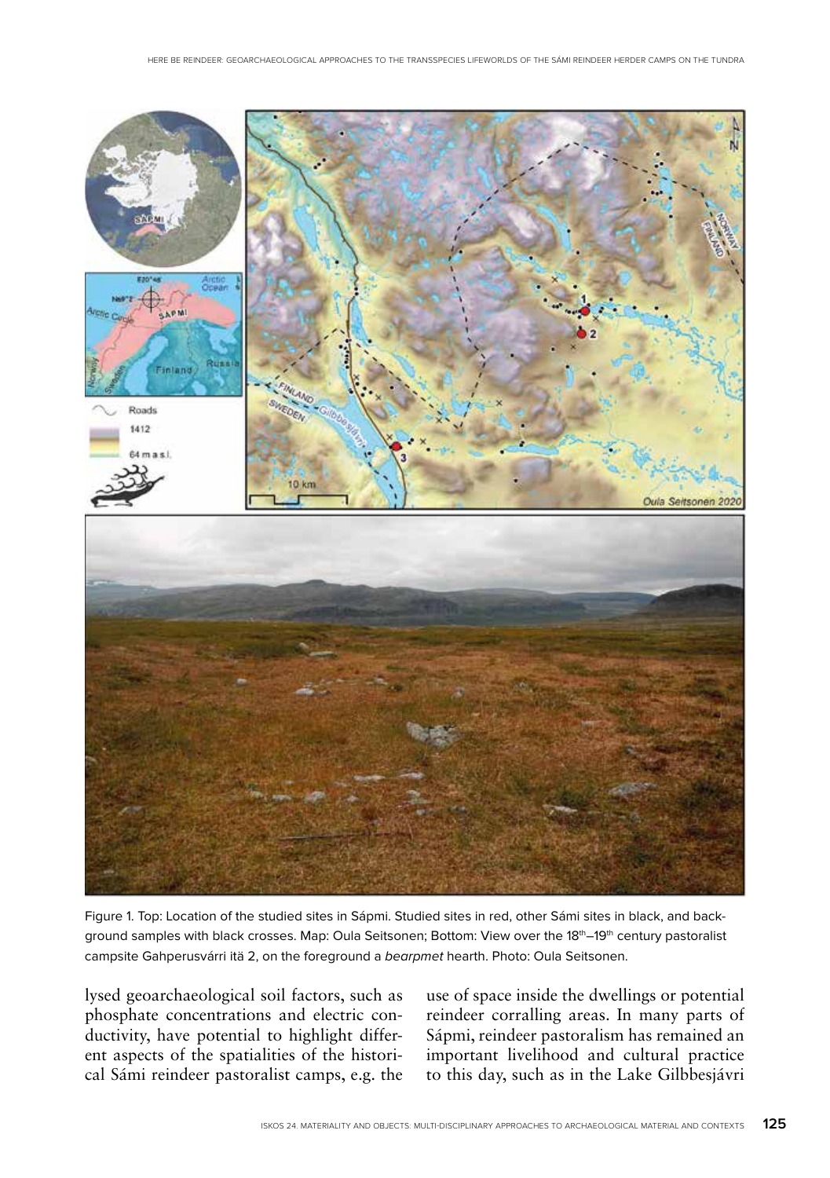Figure 1. Top: Location of the studied sites in Sápmi. Studied sites in red, other Sámi sites in black, and background samples with black crosses. Map: Oula Seitsonen; Bottom: View over the 18th–19th century pastoralist campsite Gahperusvárri itä 2, on the foreground a *bearpmet* hearth. Photo: Oula Seitsonen.

lysed geoarchaeological soil factors, such as phosphate concentrations and electric conductivity, have potential to highlight different aspects of the spatialities of the historical Sámi reindeer pastoralist camps, e.g. the use of space inside the dwellings or potential reindeer corralling areas. In many parts of Sápmi, reindeer pastoralism has remained an important livelihood and cultural practice to this day, such as in the Lake Gilbbesjávri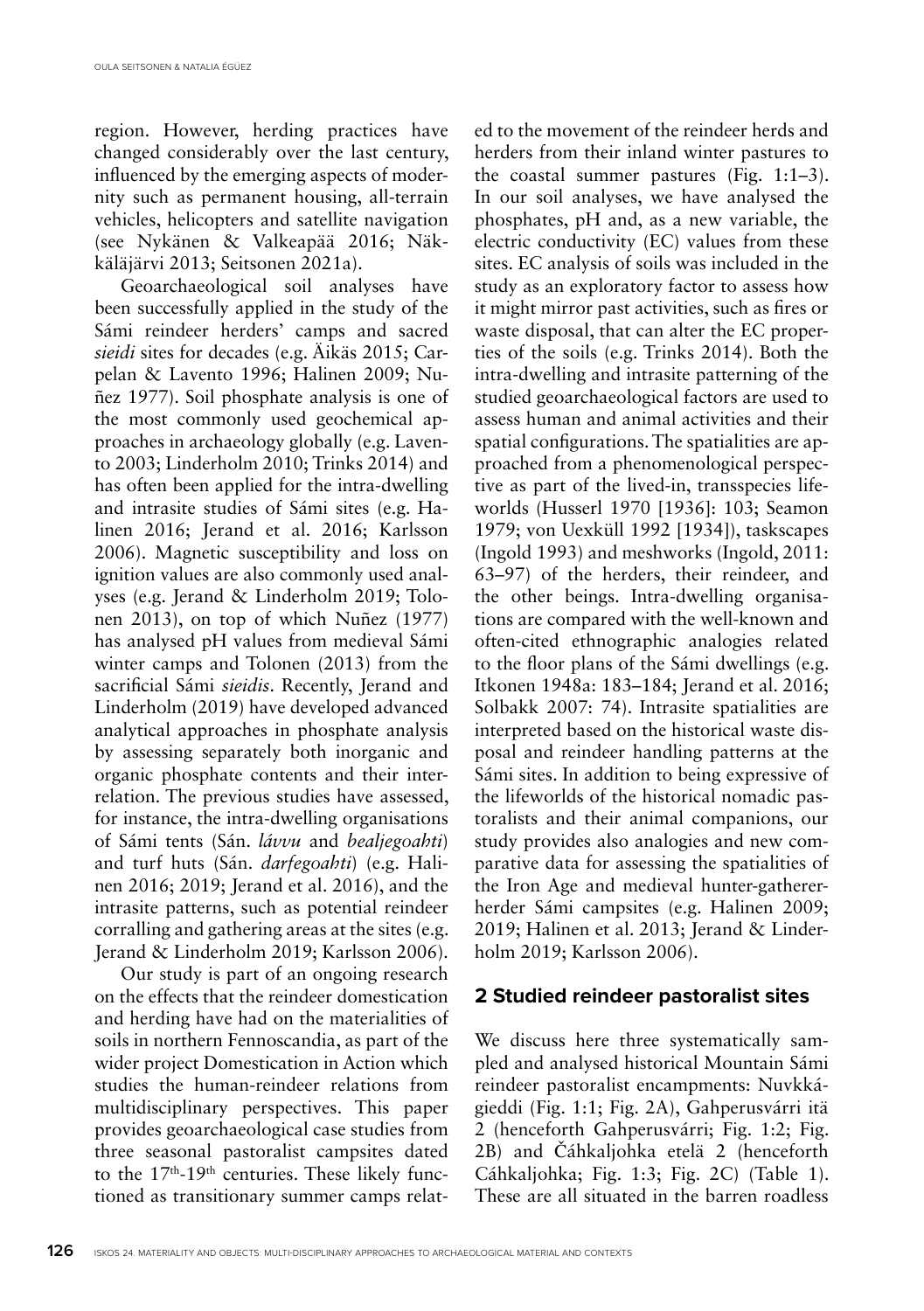region. However, herding practices have changed considerably over the last century, influenced by the emerging aspects of modernity such as permanent housing, all-terrain vehicles, helicopters and satellite navigation (see Nykänen & Valkeapää 2016; Näkkäläjärvi 2013; Seitsonen 2021a).

Geoarchaeological soil analyses have been successfully applied in the study of the Sámi reindeer herders' camps and sacred *sieidi* sites for decades (e.g. Äikäs 2015; Carpelan & Lavento 1996; Halinen 2009; Nuñez 1977). Soil phosphate analysis is one of the most commonly used geochemical approaches in archaeology globally (e.g. Lavento 2003; Linderholm 2010; Trinks 2014) and has often been applied for the intra-dwelling and intrasite studies of Sámi sites (e.g. Halinen 2016; Jerand et al. 2016; Karlsson 2006). Magnetic susceptibility and loss on ignition values are also commonly used analyses (e.g. Jerand & Linderholm 2019; Tolonen 2013), on top of which Nuñez (1977) has analysed pH values from medieval Sámi winter camps and Tolonen (2013) from the sacrificial Sámi *sieidis*. Recently, Jerand and Linderholm (2019) have developed advanced analytical approaches in phosphate analysis by assessing separately both inorganic and organic phosphate contents and their interrelation. The previous studies have assessed, for instance, the intra-dwelling organisations of Sámi tents (Sán. *lávvu* and *bealjegoahti*) and turf huts (Sán. *darfegoahti*) (e.g. Halinen 2016; 2019; Jerand et al. 2016), and the intrasite patterns, such as potential reindeer corralling and gathering areas at the sites (e.g. Jerand & Linderholm 2019; Karlsson 2006).

Our study is part of an ongoing research on the effects that the reindeer domestication and herding have had on the materialities of soils in northern Fennoscandia, as part of the wider project Domestication in Action which studies the human-reindeer relations from multidisciplinary perspectives. This paper provides geoarchaeological case studies from three seasonal pastoralist campsites dated to the 17th-19th centuries. These likely functioned as transitionary summer camps related to the movement of the reindeer herds and herders from their inland winter pastures to the coastal summer pastures (Fig. 1:1–3). In our soil analyses, we have analysed the phosphates, pH and, as a new variable, the electric conductivity (EC) values from these sites. EC analysis of soils was included in the study as an exploratory factor to assess how it might mirror past activities, such as fires or waste disposal, that can alter the EC properties of the soils (e.g. Trinks 2014). Both the intra-dwelling and intrasite patterning of the studied geoarchaeological factors are used to assess human and animal activities and their spatial configurations. The spatialities are approached from a phenomenological perspective as part of the lived-in, transspecies lifeworlds (Husserl 1970 [1936]: 103; Seamon 1979; von Uexküll 1992 [1934]), taskscapes (Ingold 1993) and meshworks (Ingold, 2011: 63–97) of the herders, their reindeer, and the other beings. Intra-dwelling organisations are compared with the well-known and often-cited ethnographic analogies related to the floor plans of the Sámi dwellings (e.g. Itkonen 1948a: 183–184; Jerand et al. 2016; Solbakk 2007: 74). Intrasite spatialities are interpreted based on the historical waste disposal and reindeer handling patterns at the Sámi sites. In addition to being expressive of the lifeworlds of the historical nomadic pastoralists and their animal companions, our study provides also analogies and new comparative data for assessing the spatialities of the Iron Age and medieval hunter-gatherer-herder Sámi campsites (e.g. Halinen 2009; 2019; Halinen et al. 2013; Jerand & Linderholm 2019; Karlsson 2006).

## 2 Studied reindeer pastoralist sites

We discuss here three systematically sampled and analysed historical Mountain Sámi reindeer pastoralist encampments: Nuvkkágieddi (Fig. 1:1; Fig. 2A), Gahperusvárri itä 2 (henceforth Gahperusvárri; Fig. 1:2; Fig. 2B) and Čáhkaljohka etelä 2 (henceforth Cáhkaljohka; Fig. 1:3; Fig. 2C) (Table 1). These are all situated in the barren roadless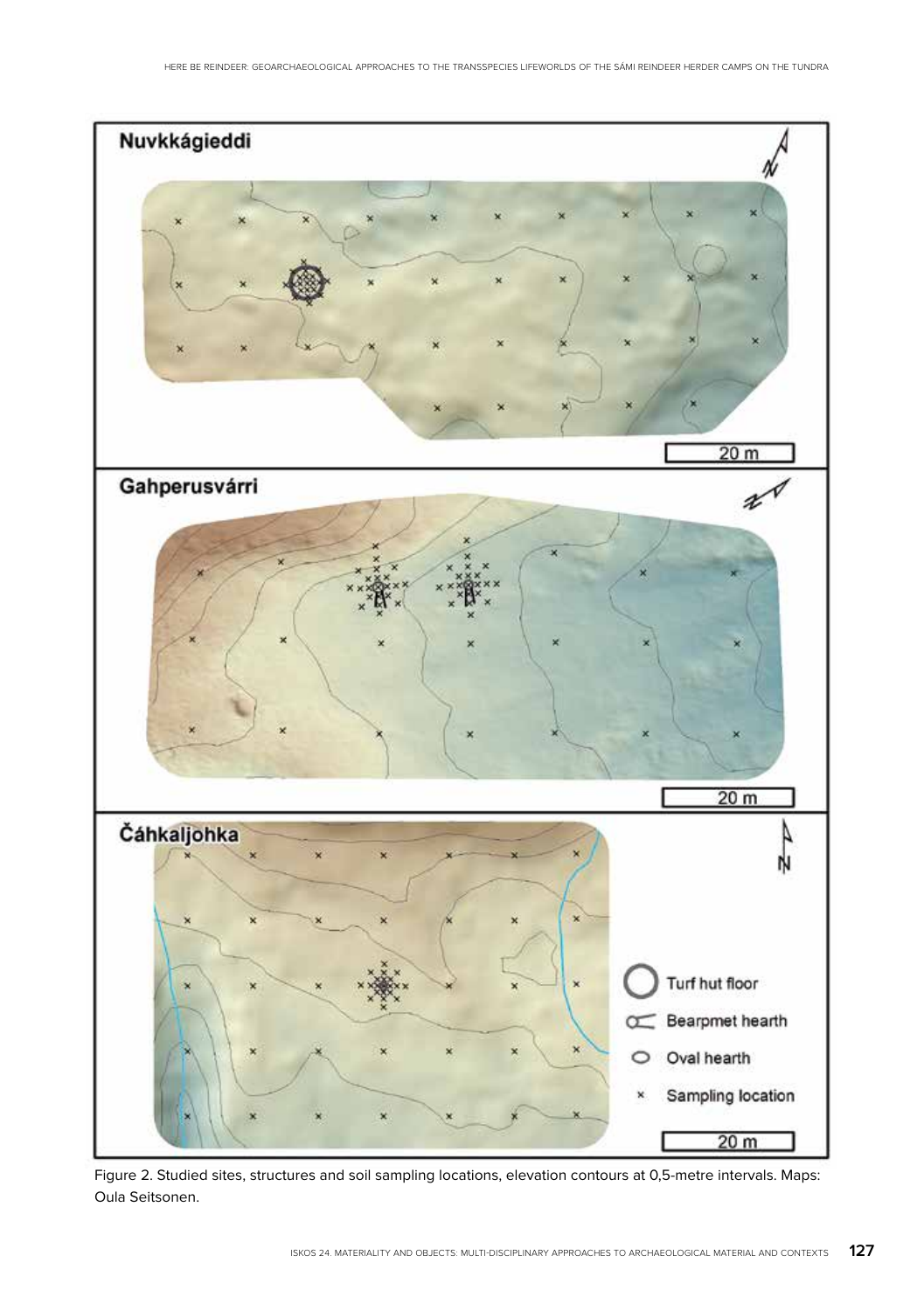Figure 2. Studied sites, structures and soil sampling locations, elevation contours at 0,5-metre intervals. Maps: Oula Seitsonen.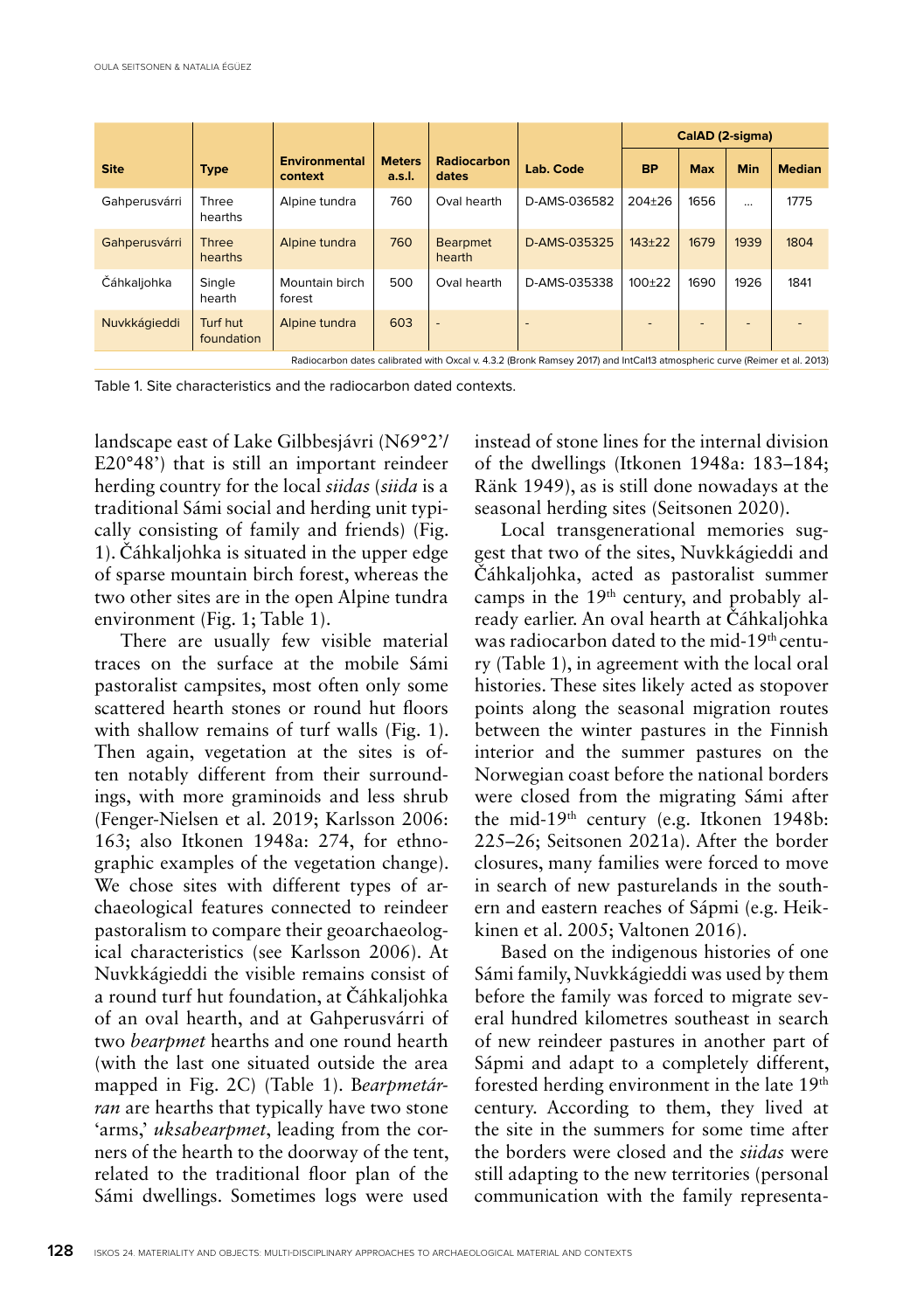| Site | Type | Environmental context | Meters a.s.l. | Radiocarbon dates | Lab. Code | CalAD (2-sigma) | | | |
|---|---|---|---|---|---|---|---|---|---|
| | | | | | | BP | Max | Min | Median |
| Gahperusvárri | Three hearths | Alpine tundra | 760 | Oval hearth | D-AMS-036582 | 204±26 | 1656 | … | 1775 |
| Gahperusvárri | Three hearths | Alpine tundra | 760 | Bearpmet hearth | D-AMS-035325 | 143±22 | 1679 | 1939 | 1804 |
| Čáhkaljohka | Single hearth | Mountain birch forest | 500 | Oval hearth | D-AMS-035338 | 100±22 | 1690 | 1926 | 1841 |
| Nuvkkágieddi | Turf hut foundation | Alpine tundra | 603 | - | - | - | - | - | - |

Radiocarbon dates calibrated with Oxcal v. 4.3.2 (Bronk Ramsey 2017) and IntCal13 atmospheric curve (Reimer et al. 2013)

Table 1. Site characteristics and the radiocarbon dated contexts.

landscape east of Lake Gilbbesjávri (N69°2'/ E20°48') that is still an important reindeer herding country for the local *siidas* (*siida* is a traditional Sámi social and herding unit typically consisting of family and friends) (Fig. 1). Čáhkaljohka is situated in the upper edge of sparse mountain birch forest, whereas the two other sites are in the open Alpine tundra environment (Fig. 1; Table 1).

There are usually few visible material traces on the surface at the mobile Sámi pastoralist campsites, most often only some scattered hearth stones or round hut floors with shallow remains of turf walls (Fig. 1). Then again, vegetation at the sites is often notably different from their surroundings, with more graminoids and less shrub (Fenger-Nielsen et al. 2019; Karlsson 2006: 163; also Itkonen 1948a: 274, for ethnographic examples of the vegetation change). We chose sites with different types of archaeological features connected to reindeer pastoralism to compare their geoarchaeological characteristics (see Karlsson 2006). At Nuvkkágieddi the visible remains consist of a round turf hut foundation, at Čáhkaljohka of an oval hearth, and at Gahperusvárri of two *bearpmet* hearths and one round hearth (with the last one situated outside the area mapped in Fig. 2C) (Table 1). B*earpmetárran* are hearths that typically have two stone 'arms,' *uksabearpmet*, leading from the corners of the hearth to the doorway of the tent, related to the traditional floor plan of the Sámi dwellings. Sometimes logs were used instead of stone lines for the internal division of the dwellings (Itkonen 1948a: 183–184; Ränk 1949), as is still done nowadays at the seasonal herding sites (Seitsonen 2020).

Local transgenerational memories suggest that two of the sites, Nuvkkágieddi and Čáhkaljohka, acted as pastoralist summer camps in the 19th century, and probably already earlier. An oval hearth at Čáhkaljohka was radiocarbon dated to the mid-19th century (Table 1), in agreement with the local oral histories. These sites likely acted as stopover points along the seasonal migration routes between the winter pastures in the Finnish interior and the summer pastures on the Norwegian coast before the national borders were closed from the migrating Sámi after the mid-19th century (e.g. Itkonen 1948b: 225–26; Seitsonen 2021a). After the border closures, many families were forced to move in search of new pasturelands in the southern and eastern reaches of Sápmi (e.g. Heikkinen et al. 2005; Valtonen 2016).

Based on the indigenous histories of one Sámi family, Nuvkkágieddi was used by them before the family was forced to migrate several hundred kilometres southeast in search of new reindeer pastures in another part of Sápmi and adapt to a completely different, forested herding environment in the late 19th century. According to them, they lived at the site in the summers for some time after the borders were closed and the *siidas* were still adapting to the new territories (personal communication with the family representa-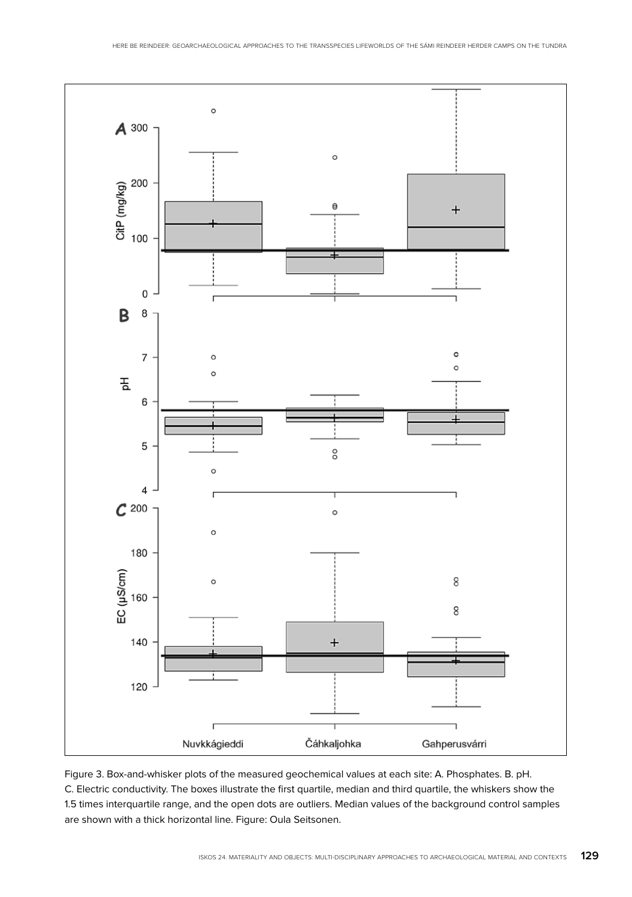Figure 3. Box-and-whisker plots of the measured geochemical values at each site: A. Phosphates. B. pH. C. Electric conductivity. The boxes illustrate the first quartile, median and third quartile, the whiskers show the 1.5 times interquartile range, and the open dots are outliers. Median values of the background control samples are shown with a thick horizontal line. Figure: Oula Seitsonen.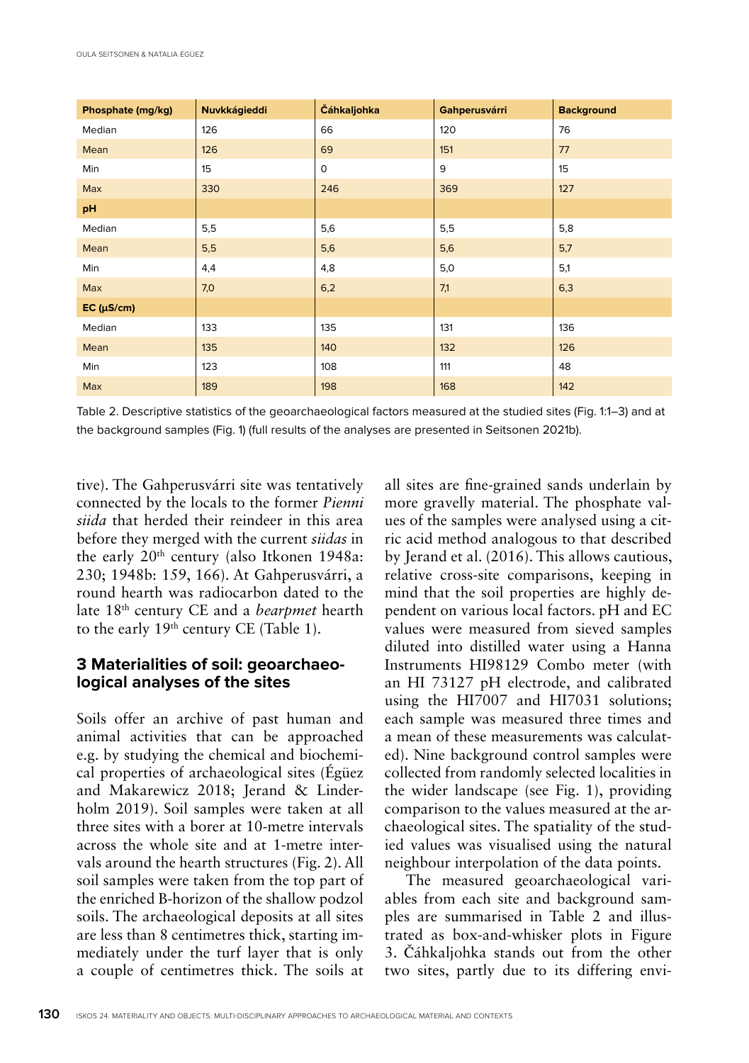| Phosphate (mg/kg) | Nuvkkágieddi | Čáhkaljohka | Gahperusvárri | Background |
|---|---|---|---|---|
| Median | 126 | 66 | 120 | 76 |
| Mean | 126 | 69 | 151 | 77 |
| Min | 15 | 0 | 9 | 15 |
| Max | 330 | 246 | 369 | 127 |
| **pH** | | | | |
| Median | 5,5 | 5,6 | 5,5 | 5,8 |
| Mean | 5,5 | 5,6 | 5,6 | 5,7 |
| Min | 4,4 | 4,8 | 5,0 | 5,1 |
| Max | 7,0 | 6,2 | 7,1 | 6,3 |
| **EC (µS/cm)** | | | | |
| Median | 133 | 135 | 131 | 136 |
| Mean | 135 | 140 | 132 | 126 |
| Min | 123 | 108 | 111 | 48 |
| Max | 189 | 198 | 168 | 142 |

Table 2. Descriptive statistics of the geoarchaeological factors measured at the studied sites (Fig. 1:1–3) and at the background samples (Fig. 1) (full results of the analyses are presented in Seitsonen 2021b).

tive). The Gahperusvárri site was tentatively connected by the locals to the former *Pienni siida* that herded their reindeer in this area before they merged with the current *siidas* in the early 20th century (also Itkonen 1948a: 230; 1948b: 159, 166). At Gahperusvárri, a round hearth was radiocarbon dated to the late 18th century CE and a *bearpmet* hearth to the early 19th century CE (Table 1).

## 3 Materialities of soil: geoarchaeological analyses of the sites

Soils offer an archive of past human and animal activities that can be approached e.g. by studying the chemical and biochemical properties of archaeological sites (Égüez and Makarewicz 2018; Jerand & Linderholm 2019). Soil samples were taken at all three sites with a borer at 10-metre intervals across the whole site and at 1-metre intervals around the hearth structures (Fig. 2). All soil samples were taken from the top part of the enriched B-horizon of the shallow podzol soils. The archaeological deposits at all sites are less than 8 centimetres thick, starting immediately under the turf layer that is only a couple of centimetres thick. The soils at all sites are fine-grained sands underlain by more gravelly material. The phosphate values of the samples were analysed using a citric acid method analogous to that described by Jerand et al. (2016). This allows cautious, relative cross-site comparisons, keeping in mind that the soil properties are highly dependent on various local factors. pH and EC values were measured from sieved samples diluted into distilled water using a Hanna Instruments HI98129 Combo meter (with an HI 73127 pH electrode, and calibrated using the HI7007 and HI7031 solutions; each sample was measured three times and a mean of these measurements was calculated). Nine background control samples were collected from randomly selected localities in the wider landscape (see Fig. 1), providing comparison to the values measured at the archaeological sites. The spatiality of the studied values was visualised using the natural neighbour interpolation of the data points.

The measured geoarchaeological variables from each site and background samples are summarised in Table 2 and illustrated as box-and-whisker plots in Figure 3. Čáhkaljohka stands out from the other two sites, partly due to its differing envi-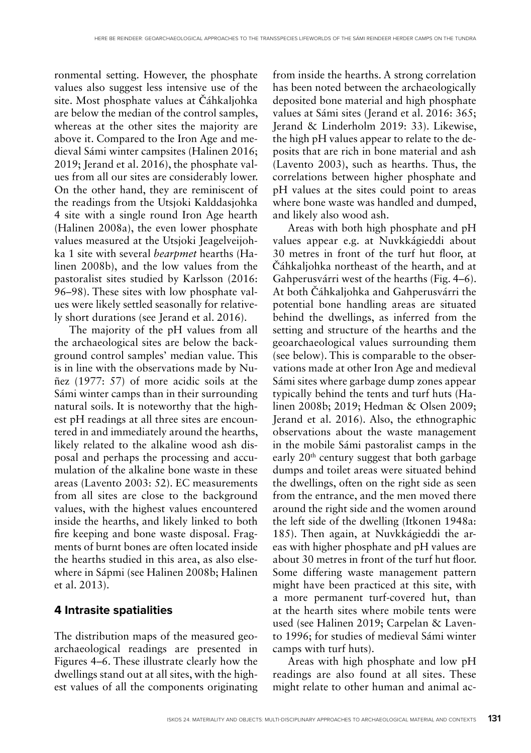ronmental setting. However, the phosphate values also suggest less intensive use of the site. Most phosphate values at Čáhkaljohka are below the median of the control samples, whereas at the other sites the majority are above it. Compared to the Iron Age and medieval Sámi winter campsites (Halinen 2016; 2019; Jerand et al. 2016), the phosphate values from all our sites are considerably lower. On the other hand, they are reminiscent of the readings from the Utsjoki Kalddasjohka 4 site with a single round Iron Age hearth (Halinen 2008a), the even lower phosphate values measured at the Utsjoki Jeagelveijohka 1 site with several *bearpmet* hearths (Halinen 2008b), and the low values from the pastoralist sites studied by Karlsson (2016: 96–98). These sites with low phosphate values were likely settled seasonally for relatively short durations (see Jerand et al. 2016).

The majority of the pH values from all the archaeological sites are below the background control samples' median value. This is in line with the observations made by Nuñez (1977: 57) of more acidic soils at the Sámi winter camps than in their surrounding natural soils. It is noteworthy that the highest pH readings at all three sites are encountered in and immediately around the hearths, likely related to the alkaline wood ash disposal and perhaps the processing and accumulation of the alkaline bone waste in these areas (Lavento 2003: 52). EC measurements from all sites are close to the background values, with the highest values encountered inside the hearths, and likely linked to both fire keeping and bone waste disposal. Fragments of burnt bones are often located inside the hearths studied in this area, as also elsewhere in Sápmi (see Halinen 2008b; Halinen et al. 2013).

## 4 Intrasite spatialities

The distribution maps of the measured geoarchaeological readings are presented in Figures 4–6. These illustrate clearly how the dwellings stand out at all sites, with the highest values of all the components originating from inside the hearths. A strong correlation has been noted between the archaeologically deposited bone material and high phosphate values at Sámi sites (Jerand et al. 2016: 365; Jerand & Linderholm 2019: 33). Likewise, the high pH values appear to relate to the deposits that are rich in bone material and ash (Lavento 2003), such as hearths. Thus, the correlations between higher phosphate and pH values at the sites could point to areas where bone waste was handled and dumped, and likely also wood ash.

Areas with both high phosphate and pH values appear e.g. at Nuvkkágieddi about 30 metres in front of the turf hut floor, at Čáhkaljohka northeast of the hearth, and at Gahperusvárri west of the hearths (Fig. 4–6). At both Čáhkaljohka and Gahperusvárri the potential bone handling areas are situated behind the dwellings, as inferred from the setting and structure of the hearths and the geoarchaeological values surrounding them (see below). This is comparable to the observations made at other Iron Age and medieval Sámi sites where garbage dump zones appear typically behind the tents and turf huts (Halinen 2008b; 2019; Hedman & Olsen 2009; Jerand et al. 2016). Also, the ethnographic observations about the waste management in the mobile Sámi pastoralist camps in the early 20th century suggest that both garbage dumps and toilet areas were situated behind the dwellings, often on the right side as seen from the entrance, and the men moved there around the right side and the women around the left side of the dwelling (Itkonen 1948a: 185). Then again, at Nuvkkágieddi the areas with higher phosphate and pH values are about 30 metres in front of the turf hut floor. Some differing waste management pattern might have been practiced at this site, with a more permanent turf-covered hut, than at the hearth sites where mobile tents were used (see Halinen 2019; Carpelan & Lavento 1996; for studies of medieval Sámi winter camps with turf huts).

Areas with high phosphate and low pH readings are also found at all sites. These might relate to other human and animal ac-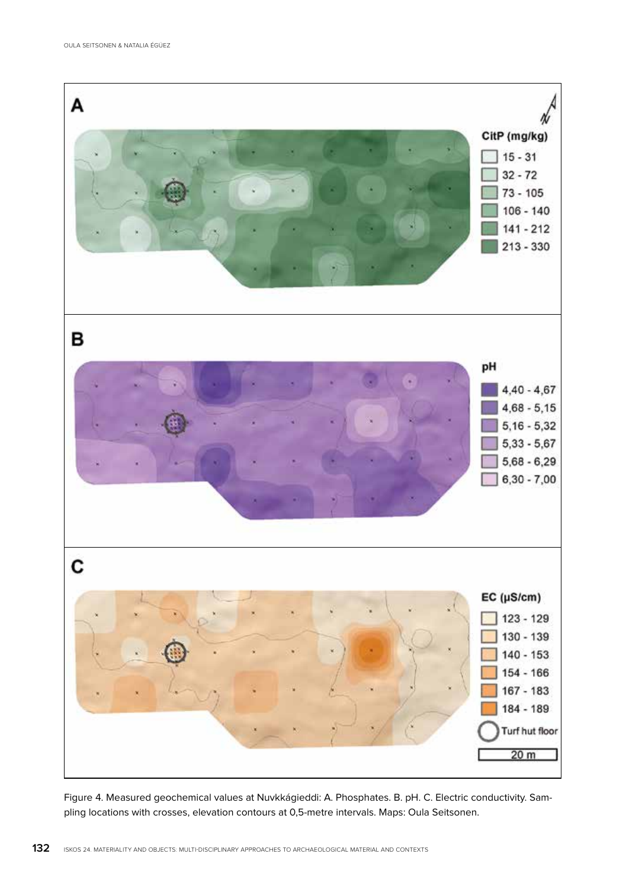Figure 4. Measured geochemical values at Nuvkkágieddi: A. Phosphates. B. pH. C. Electric conductivity. Sampling locations with crosses, elevation contours at 0,5-metre intervals. Maps: Oula Seitsonen.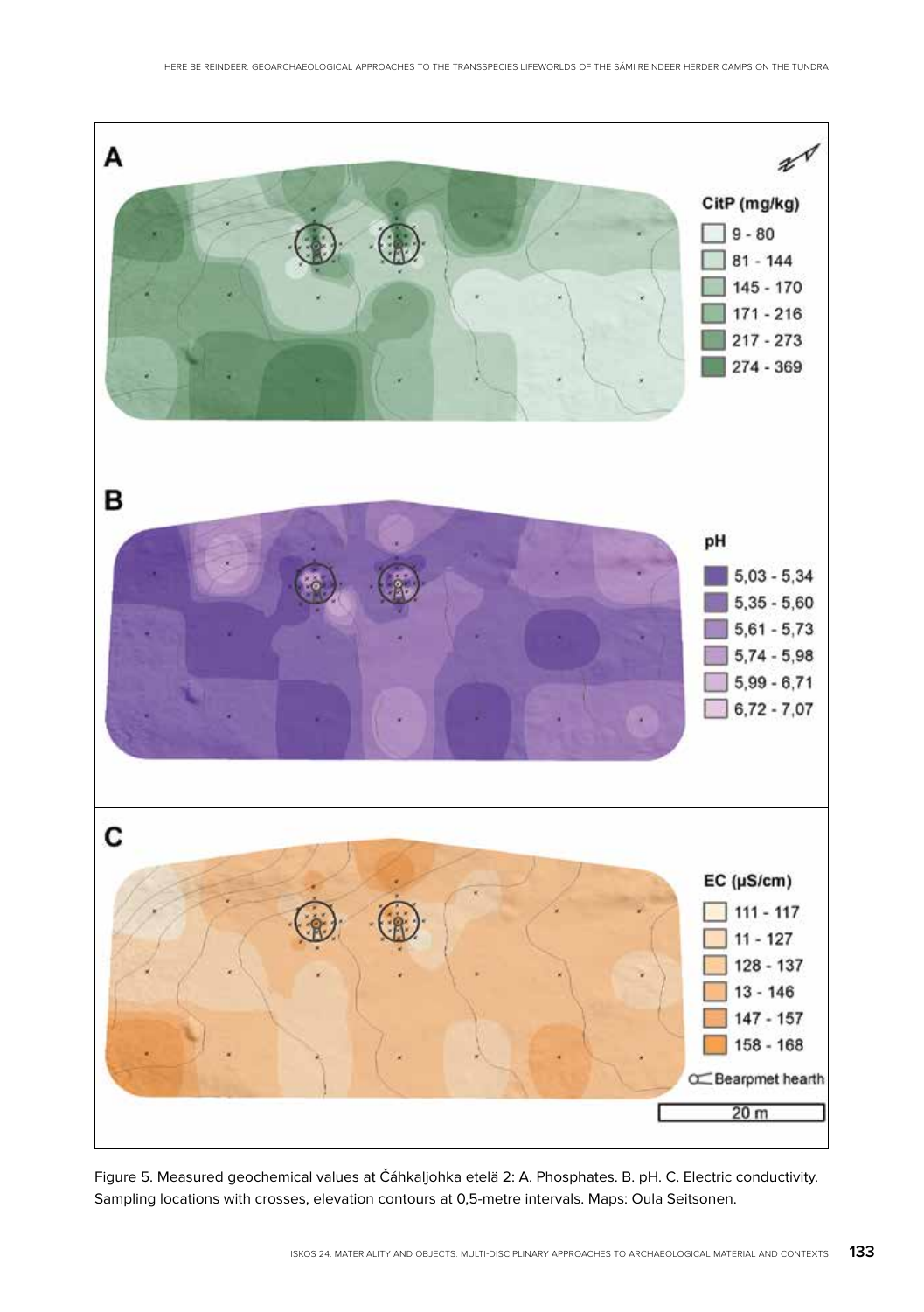Figure 5. Measured geochemical values at Čáhkaljohka etelä 2: A. Phosphates. B. pH. C. Electric conductivity. Sampling locations with crosses, elevation contours at 0,5-metre intervals. Maps: Oula Seitsonen.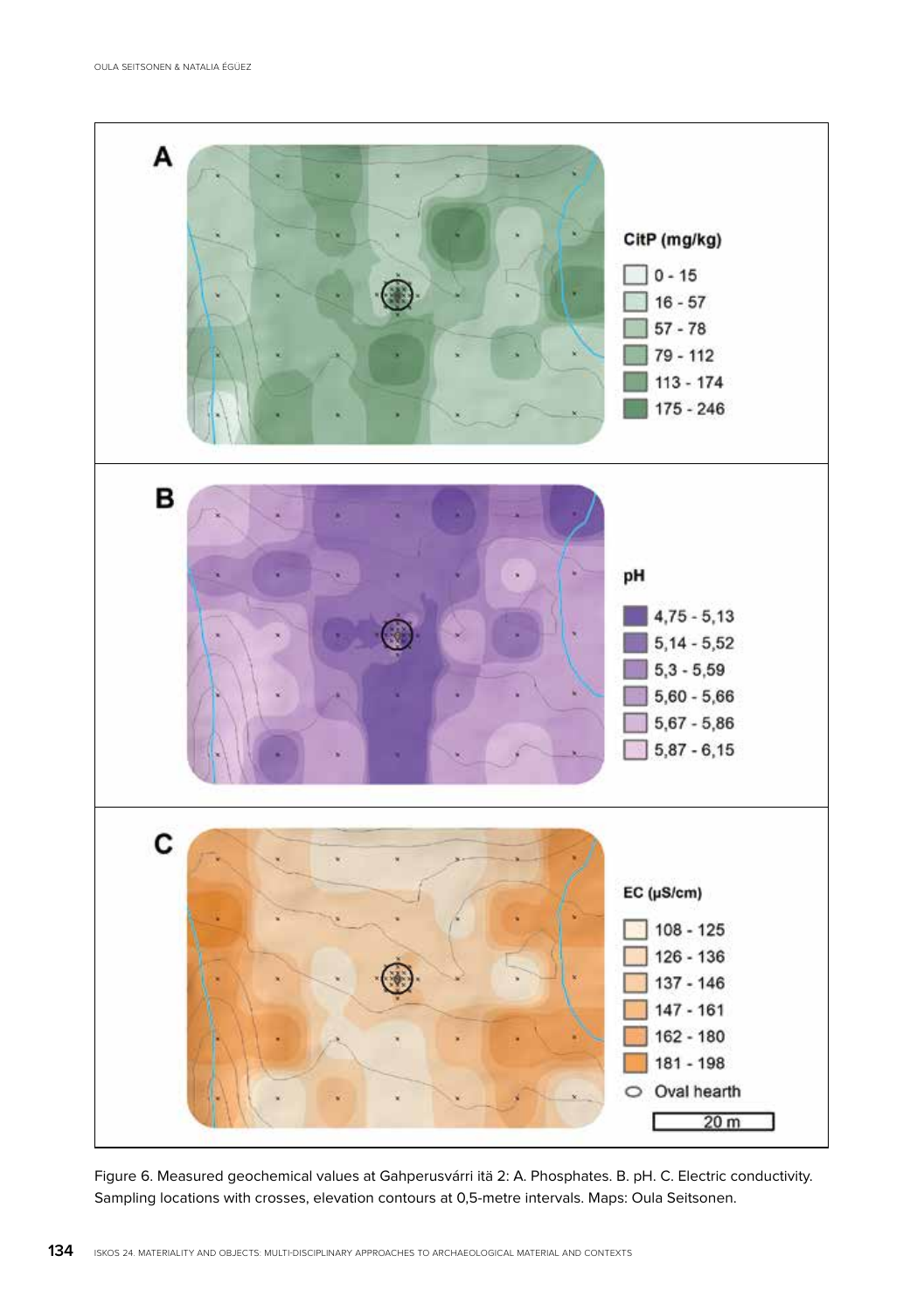Figure 6. Measured geochemical values at Gahperusvárri itä 2: A. Phosphates. B. pH. C. Electric conductivity. Sampling locations with crosses, elevation contours at 0,5-metre intervals. Maps: Oula Seitsonen.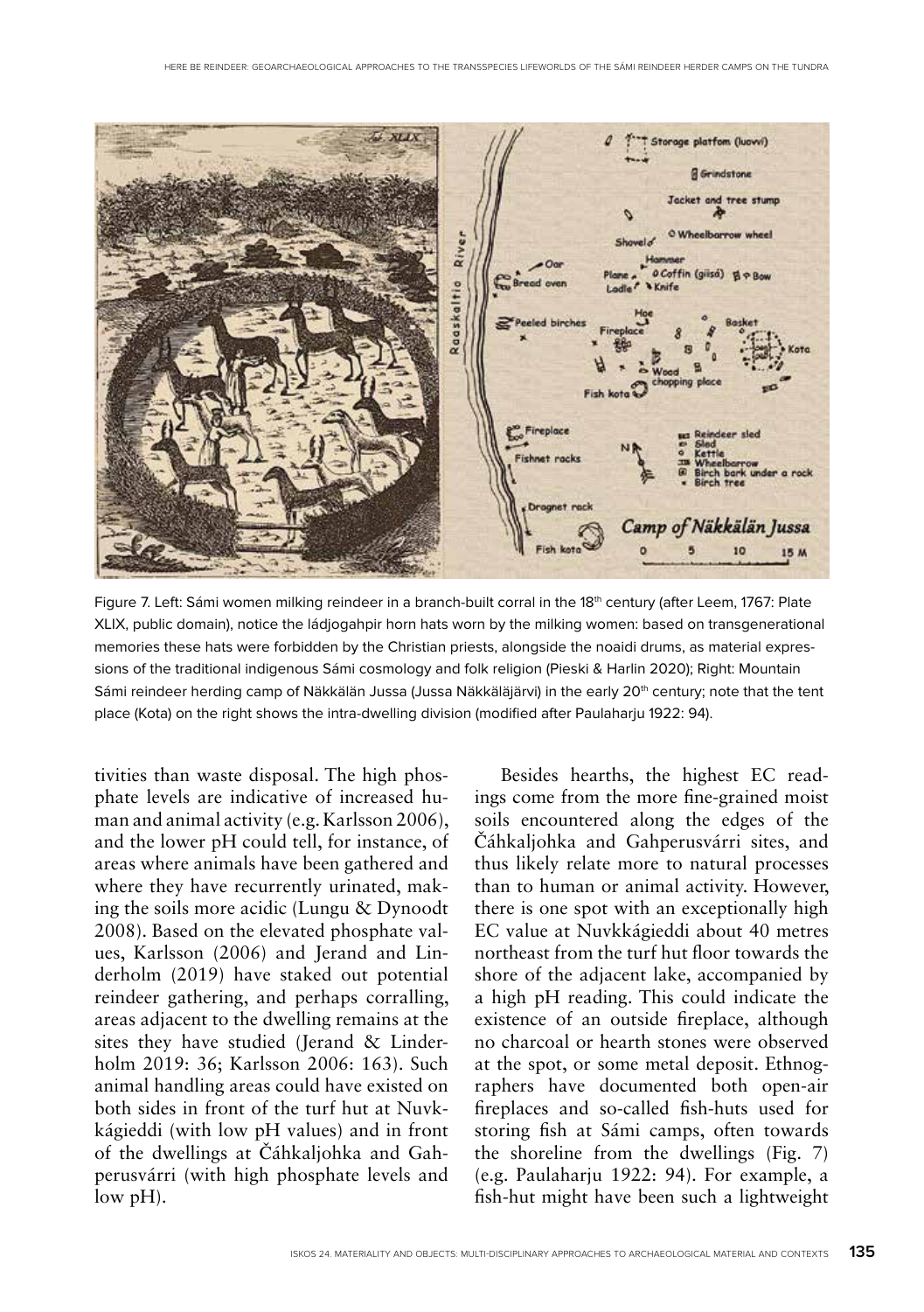Figure 7. Left: Sámi women milking reindeer in a branch-built corral in the 18th century (after Leem, 1767: Plate XLIX, public domain), notice the ládjogahpir horn hats worn by the milking women: based on transgenerational memories these hats were forbidden by the Christian priests, alongside the noaidi drums, as material expressions of the traditional indigenous Sámi cosmology and folk religion (Pieski & Harlin 2020); Right: Mountain Sámi reindeer herding camp of Näkkälän Jussa (Jussa Näkkäläjärvi) in the early 20th century; note that the tent place (Kota) on the right shows the intra-dwelling division (modified after Paulaharju 1922: 94).

tivities than waste disposal. The high phosphate levels are indicative of increased human and animal activity (e.g. Karlsson 2006), and the lower pH could tell, for instance, of areas where animals have been gathered and where they have recurrently urinated, making the soils more acidic (Lungu & Dynoodt 2008). Based on the elevated phosphate values, Karlsson (2006) and Jerand and Linderholm (2019) have staked out potential reindeer gathering, and perhaps corralling, areas adjacent to the dwelling remains at the sites they have studied (Jerand & Linderholm 2019: 36; Karlsson 2006: 163). Such animal handling areas could have existed on both sides in front of the turf hut at Nuvkkágieddi (with low pH values) and in front of the dwellings at Čáhkaljohka and Gahperusvárri (with high phosphate levels and low pH).

Besides hearths, the highest EC readings come from the more fine-grained moist soils encountered along the edges of the Čáhkaljohka and Gahperusvárri sites, and thus likely relate more to natural processes than to human or animal activity. However, there is one spot with an exceptionally high EC value at Nuvkkágieddi about 40 metres northeast from the turf hut floor towards the shore of the adjacent lake, accompanied by a high pH reading. This could indicate the existence of an outside fireplace, although no charcoal or hearth stones were observed at the spot, or some metal deposit. Ethnographers have documented both open-air fireplaces and so-called fish-huts used for storing fish at Sámi camps, often towards the shoreline from the dwellings (Fig. 7) (e.g. Paulaharju 1922: 94). For example, a fish-hut might have been such a lightweight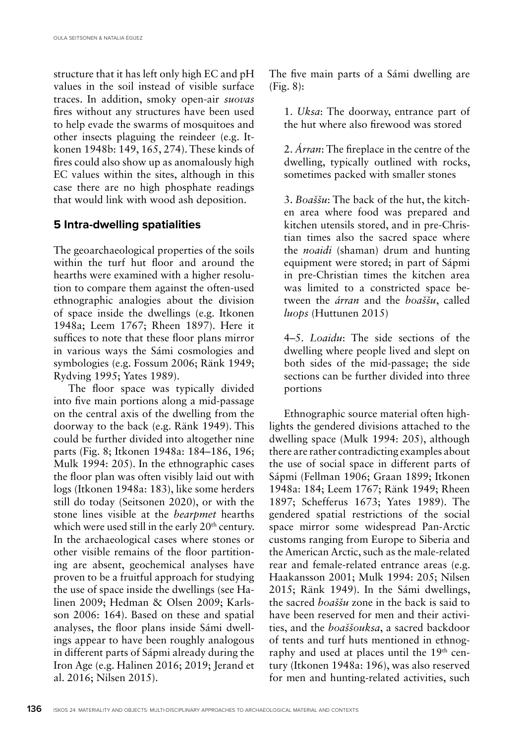structure that it has left only high EC and pH values in the soil instead of visible surface traces. In addition, smoky open-air *suovas* fires without any structures have been used to help evade the swarms of mosquitoes and other insects plaguing the reindeer (e.g. Itkonen 1948b: 149, 165, 274). These kinds of fires could also show up as anomalously high EC values within the sites, although in this case there are no high phosphate readings that would link with wood ash deposition.

## 5 Intra-dwelling spatialities

The geoarchaeological properties of the soils within the turf hut floor and around the hearths were examined with a higher resolution to compare them against the often-used ethnographic analogies about the division of space inside the dwellings (e.g. Itkonen 1948a; Leem 1767; Rheen 1897). Here it suffices to note that these floor plans mirror in various ways the Sámi cosmologies and symbologies (e.g. Fossum 2006; Ränk 1949; Rydving 1995; Yates 1989).

The floor space was typically divided into five main portions along a mid-passage on the central axis of the dwelling from the doorway to the back (e.g. Ränk 1949). This could be further divided into altogether nine parts (Fig. 8; Itkonen 1948a: 184–186, 196; Mulk 1994: 205). In the ethnographic cases the floor plan was often visibly laid out with logs (Itkonen 1948a: 183), like some herders still do today (Seitsonen 2020), or with the stone lines visible at the *bearpmet* hearths which were used still in the early 20th century. In the archaeological cases where stones or other visible remains of the floor partitioning are absent, geochemical analyses have proven to be a fruitful approach for studying the use of space inside the dwellings (see Halinen 2009; Hedman & Olsen 2009; Karlsson 2006: 164). Based on these and spatial analyses, the floor plans inside Sámi dwellings appear to have been roughly analogous in different parts of Sápmi already during the Iron Age (e.g. Halinen 2016; 2019; Jerand et al. 2016; Nilsen 2015).

The five main parts of a Sámi dwelling are (Fig. 8):

1. *Uksa*: The doorway, entrance part of the hut where also firewood was stored

2. *Árran*: The fireplace in the centre of the dwelling, typically outlined with rocks, sometimes packed with smaller stones

3. *Boaššu*: The back of the hut, the kitchen area where food was prepared and kitchen utensils stored, and in pre-Christian times also the sacred space where the *noaidi* (shaman) drum and hunting equipment were stored; in part of Sápmi in pre-Christian times the kitchen area was limited to a constricted space between the *árran* and the *boaššu*, called *luops* (Huttunen 2015)

4–5. *Loaidu*: The side sections of the dwelling where people lived and slept on both sides of the mid-passage; the side sections can be further divided into three portions

Ethnographic source material often highlights the gendered divisions attached to the dwelling space (Mulk 1994: 205), although there are rather contradicting examples about the use of social space in different parts of Sápmi (Fellman 1906; Graan 1899; Itkonen 1948a: 184; Leem 1767; Ränk 1949; Rheen 1897; Schefferus 1673; Yates 1989). The gendered spatial restrictions of the social space mirror some widespread Pan-Arctic customs ranging from Europe to Siberia and the American Arctic, such as the male-related rear and female-related entrance areas (e.g. Haakansson 2001; Mulk 1994: 205; Nilsen 2015; Ränk 1949). In the Sámi dwellings, the sacred *boaššu* zone in the back is said to have been reserved for men and their activities, and the *boaššouksa*, a sacred backdoor of tents and turf huts mentioned in ethnography and used at places until the 19th century (Itkonen 1948a: 196), was also reserved for men and hunting-related activities, such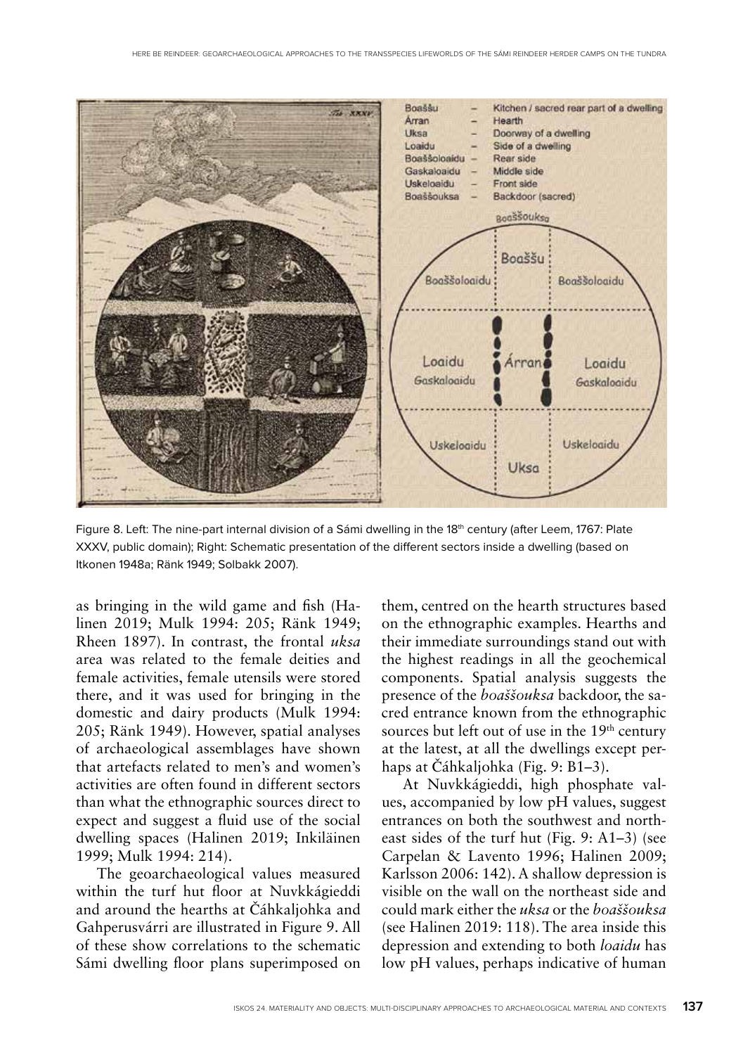Figure 8. Left: The nine-part internal division of a Sámi dwelling in the 18th century (after Leem, 1767: Plate XXXV, public domain); Right: Schematic presentation of the different sectors inside a dwelling (based on Itkonen 1948a; Ränk 1949; Solbakk 2007).

as bringing in the wild game and fish (Halinen 2019; Mulk 1994: 205; Ränk 1949; Rheen 1897). In contrast, the frontal *uksa* area was related to the female deities and female activities, female utensils were stored there, and it was used for bringing in the domestic and dairy products (Mulk 1994: 205; Ränk 1949). However, spatial analyses of archaeological assemblages have shown that artefacts related to men's and women's activities are often found in different sectors than what the ethnographic sources direct to expect and suggest a fluid use of the social dwelling spaces (Halinen 2019; Inkiläinen 1999; Mulk 1994: 214).

The geoarchaeological values measured within the turf hut floor at Nuvkkágieddi and around the hearths at Čáhkaljohka and Gahperusvárri are illustrated in Figure 9. All of these show correlations to the schematic Sámi dwelling floor plans superimposed on them, centred on the hearth structures based on the ethnographic examples. Hearths and their immediate surroundings stand out with the highest readings in all the geochemical components. Spatial analysis suggests the presence of the *boaššouksa* backdoor, the sacred entrance known from the ethnographic sources but left out of use in the 19th century at the latest, at all the dwellings except perhaps at Čáhkaljohka (Fig. 9: B1–3).

At Nuvkkágieddi, high phosphate values, accompanied by low pH values, suggest entrances on both the southwest and northeast sides of the turf hut (Fig. 9: A1–3) (see Carpelan & Lavento 1996; Halinen 2009; Karlsson 2006: 142). A shallow depression is visible on the wall on the northeast side and could mark either the *uksa* or the *boaššouksa* (see Halinen 2019: 118). The area inside this depression and extending to both *loaidu* has low pH values, perhaps indicative of human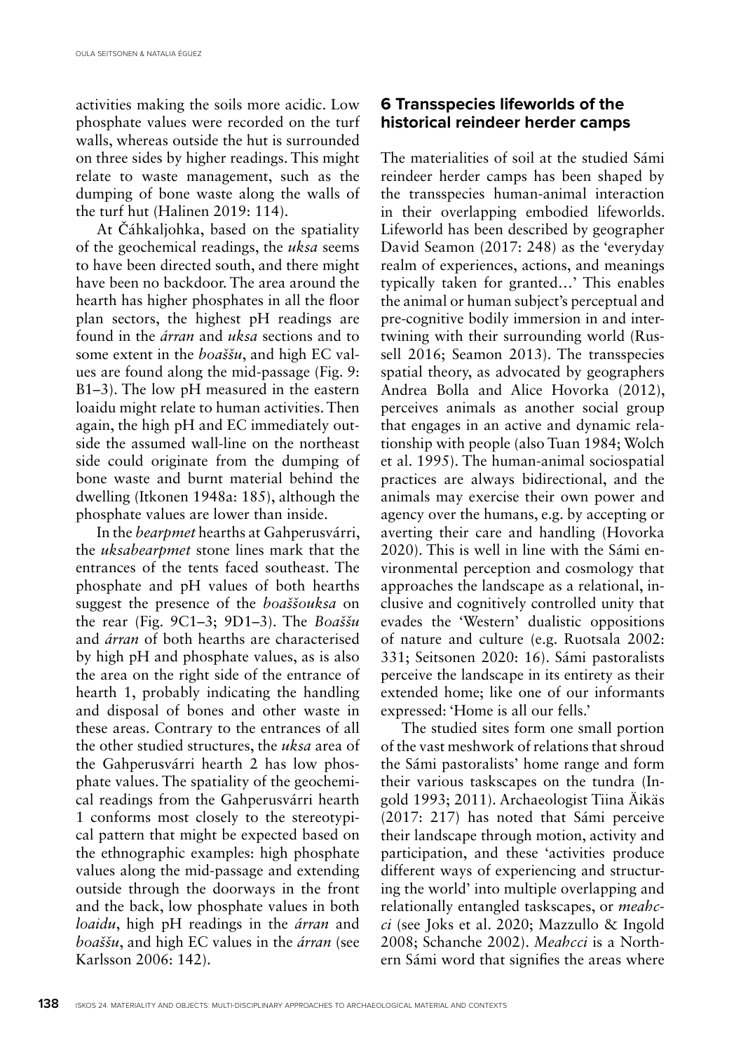activities making the soils more acidic. Low phosphate values were recorded on the turf walls, whereas outside the hut is surrounded on three sides by higher readings. This might relate to waste management, such as the dumping of bone waste along the walls of the turf hut (Halinen 2019: 114).

At Čáhkaljohka, based on the spatiality of the geochemical readings, the *uksa* seems to have been directed south, and there might have been no backdoor. The area around the hearth has higher phosphates in all the floor plan sectors, the highest pH readings are found in the *árran* and *uksa* sections and to some extent in the *boaššu*, and high EC values are found along the mid-passage (Fig. 9: B1–3). The low pH measured in the eastern loaidu might relate to human activities. Then again, the high pH and EC immediately outside the assumed wall-line on the northeast side could originate from the dumping of bone waste and burnt material behind the dwelling (Itkonen 1948a: 185), although the phosphate values are lower than inside.

In the *bearpmet* hearths at Gahperusvárri, the *uksabearpmet* stone lines mark that the entrances of the tents faced southeast. The phosphate and pH values of both hearths suggest the presence of the *boaššouksa* on the rear (Fig. 9C1–3; 9D1–3). The *Boaššu* and *árran* of both hearths are characterised by high pH and phosphate values, as is also the area on the right side of the entrance of hearth 1, probably indicating the handling and disposal of bones and other waste in these areas. Contrary to the entrances of all the other studied structures, the *uksa* area of the Gahperusvárri hearth 2 has low phosphate values. The spatiality of the geochemical readings from the Gahperusvárri hearth 1 conforms most closely to the stereotypical pattern that might be expected based on the ethnographic examples: high phosphate values along the mid-passage and extending outside through the doorways in the front and the back, low phosphate values in both *loaidu*, high pH readings in the *árran* and *boaššu*, and high EC values in the *árran* (see Karlsson 2006: 142).

## 6 Transspecies lifeworlds of the historical reindeer herder camps

The materialities of soil at the studied Sámi reindeer herder camps has been shaped by the transspecies human-animal interaction in their overlapping embodied lifeworlds. Lifeworld has been described by geographer David Seamon (2017: 248) as the 'everyday realm of experiences, actions, and meanings typically taken for granted…' This enables the animal or human subject's perceptual and pre-cognitive bodily immersion in and intertwining with their surrounding world (Russell 2016; Seamon 2013). The transspecies spatial theory, as advocated by geographers Andrea Bolla and Alice Hovorka (2012), perceives animals as another social group that engages in an active and dynamic relationship with people (also Tuan 1984; Wolch et al. 1995). The human-animal sociospatial practices are always bidirectional, and the animals may exercise their own power and agency over the humans, e.g. by accepting or averting their care and handling (Hovorka 2020). This is well in line with the Sámi environmental perception and cosmology that approaches the landscape as a relational, inclusive and cognitively controlled unity that evades the 'Western' dualistic oppositions of nature and culture (e.g. Ruotsala 2002: 331; Seitsonen 2020: 16). Sámi pastoralists perceive the landscape in its entirety as their extended home; like one of our informants expressed: 'Home is all our fells.'

The studied sites form one small portion of the vast meshwork of relations that shroud the Sámi pastoralists' home range and form their various taskscapes on the tundra (Ingold 1993; 2011). Archaeologist Tiina Äikäs (2017: 217) has noted that Sámi perceive their landscape through motion, activity and participation, and these 'activities produce different ways of experiencing and structuring the world' into multiple overlapping and relationally entangled taskscapes, or *meahcci* (see Joks et al. 2020; Mazzullo & Ingold 2008; Schanche 2002). *Meahcci* is a Northern Sámi word that signifies the areas where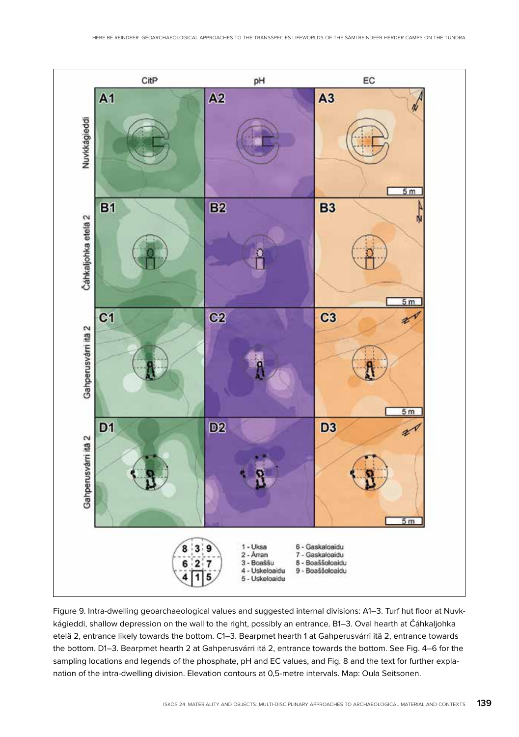Figure 9. Intra-dwelling geoarchaeological values and suggested internal divisions: A1–3. Turf hut floor at Nuvkkágieddi, shallow depression on the wall to the right, possibly an entrance. B1–3. Oval hearth at Čáhkaljohka etelä 2, entrance likely towards the bottom. C1–3. Bearpmet hearth 1 at Gahperusvárri itä 2, entrance towards the bottom. D1–3. Bearpmet hearth 2 at Gahperusvárri itä 2, entrance towards the bottom. See Fig. 4–6 for the sampling locations and legends of the phosphate, pH and EC values, and Fig. 8 and the text for further explanation of the intra-dwelling division. Elevation contours at 0,5-metre intervals. Map: Oula Seitsonen.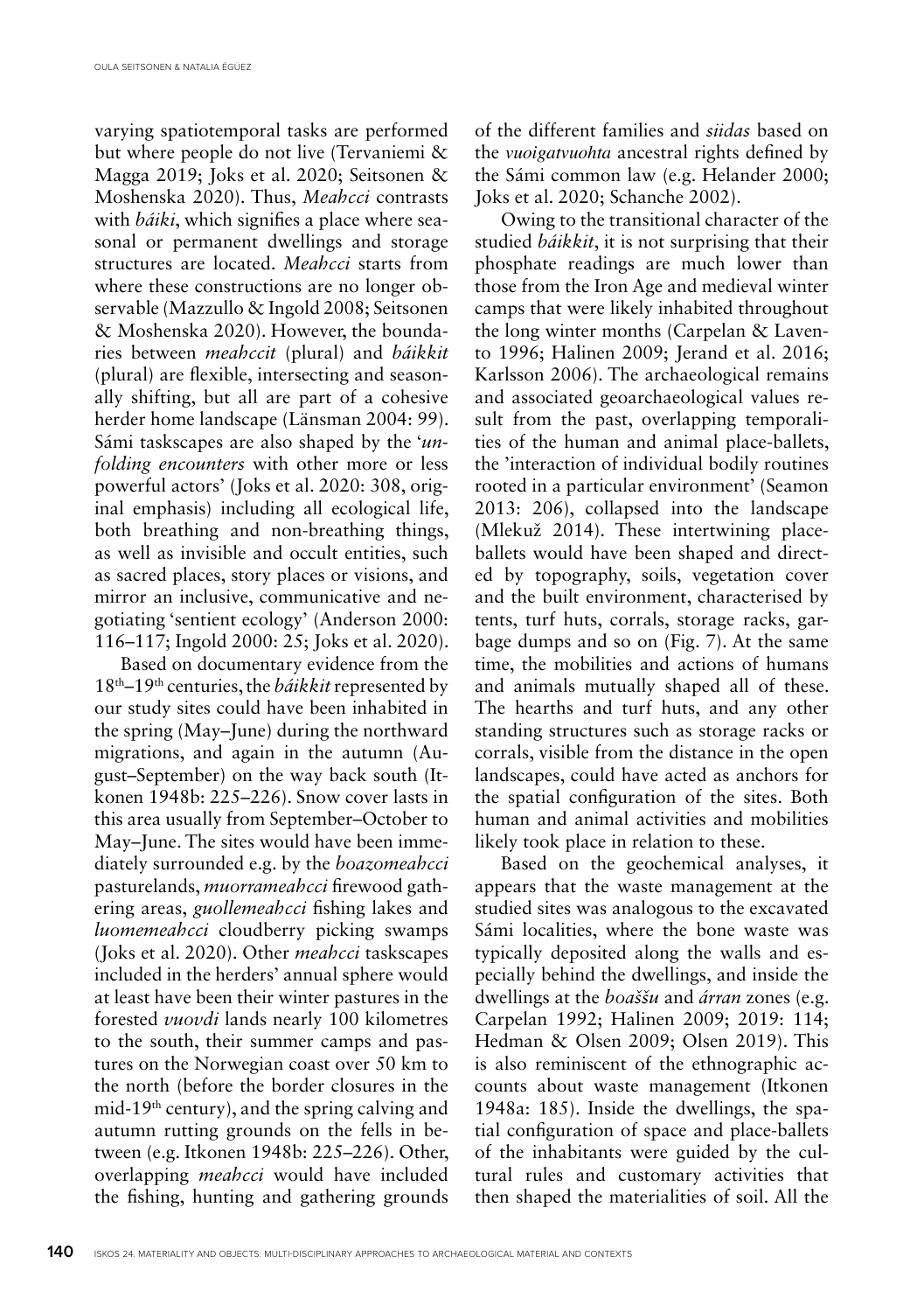varying spatiotemporal tasks are performed but where people do not live (Tervaniemi & Magga 2019; Joks et al. 2020; Seitsonen & Moshenska 2020). Thus, *Meahcci* contrasts with *báiki*, which signifies a place where seasonal or permanent dwellings and storage structures are located. *Meahcci* starts from where these constructions are no longer observable (Mazzullo & Ingold 2008; Seitsonen & Moshenska 2020). However, the boundaries between *meahccit* (plural) and *báikkit* (plural) are flexible, intersecting and seasonally shifting, but all are part of a cohesive herder home landscape (Länsman 2004: 99). Sámi taskscapes are also shaped by the '*unfolding encounters* with other more or less powerful actors' (Joks et al. 2020: 308, original emphasis) including all ecological life, both breathing and non-breathing things, as well as invisible and occult entities, such as sacred places, story places or visions, and mirror an inclusive, communicative and negotiating 'sentient ecology' (Anderson 2000: 116–117; Ingold 2000: 25; Joks et al. 2020).

Based on documentary evidence from the 18th–19th centuries, the *báikkit* represented by our study sites could have been inhabited in the spring (May–June) during the northward migrations, and again in the autumn (August–September) on the way back south (Itkonen 1948b: 225–226). Snow cover lasts in this area usually from September–October to May–June. The sites would have been immediately surrounded e.g. by the *boazomeahcci* pasturelands, *muorrameahcci* firewood gathering areas, *guollemeahcci* fishing lakes and *luomemeahcci* cloudberry picking swamps (Joks et al. 2020). Other *meahcci* taskscapes included in the herders' annual sphere would at least have been their winter pastures in the forested *vuovdi* lands nearly 100 kilometres to the south, their summer camps and pastures on the Norwegian coast over 50 km to the north (before the border closures in the mid-19th century), and the spring calving and autumn rutting grounds on the fells in between (e.g. Itkonen 1948b: 225–226). Other, overlapping *meahcci* would have included the fishing, hunting and gathering grounds of the different families and *siidas* based on the *vuoigatvuohta* ancestral rights defined by the Sámi common law (e.g. Helander 2000; Joks et al. 2020; Schanche 2002).

Owing to the transitional character of the studied *báikkit*, it is not surprising that their phosphate readings are much lower than those from the Iron Age and medieval winter camps that were likely inhabited throughout the long winter months (Carpelan & Lavento 1996; Halinen 2009; Jerand et al. 2016; Karlsson 2006). The archaeological remains and associated geoarchaeological values result from the past, overlapping temporalities of the human and animal place-ballets, the 'interaction of individual bodily routines rooted in a particular environment' (Seamon 2013: 206), collapsed into the landscape (Mlekuž 2014). These intertwining place-ballets would have been shaped and directed by topography, soils, vegetation cover and the built environment, characterised by tents, turf huts, corrals, storage racks, garbage dumps and so on (Fig. 7). At the same time, the mobilities and actions of humans and animals mutually shaped all of these. The hearths and turf huts, and any other standing structures such as storage racks or corrals, visible from the distance in the open landscapes, could have acted as anchors for the spatial configuration of the sites. Both human and animal activities and mobilities likely took place in relation to these.

Based on the geochemical analyses, it appears that the waste management at the studied sites was analogous to the excavated Sámi localities, where the bone waste was typically deposited along the walls and especially behind the dwellings, and inside the dwellings at the *boaššu* and *árran* zones (e.g. Carpelan 1992; Halinen 2009; 2019: 114; Hedman & Olsen 2009; Olsen 2019). This is also reminiscent of the ethnographic accounts about waste management (Itkonen 1948a: 185). Inside the dwellings, the spatial configuration of space and place-ballets of the inhabitants were guided by the cultural rules and customary activities that then shaped the materialities of soil. All the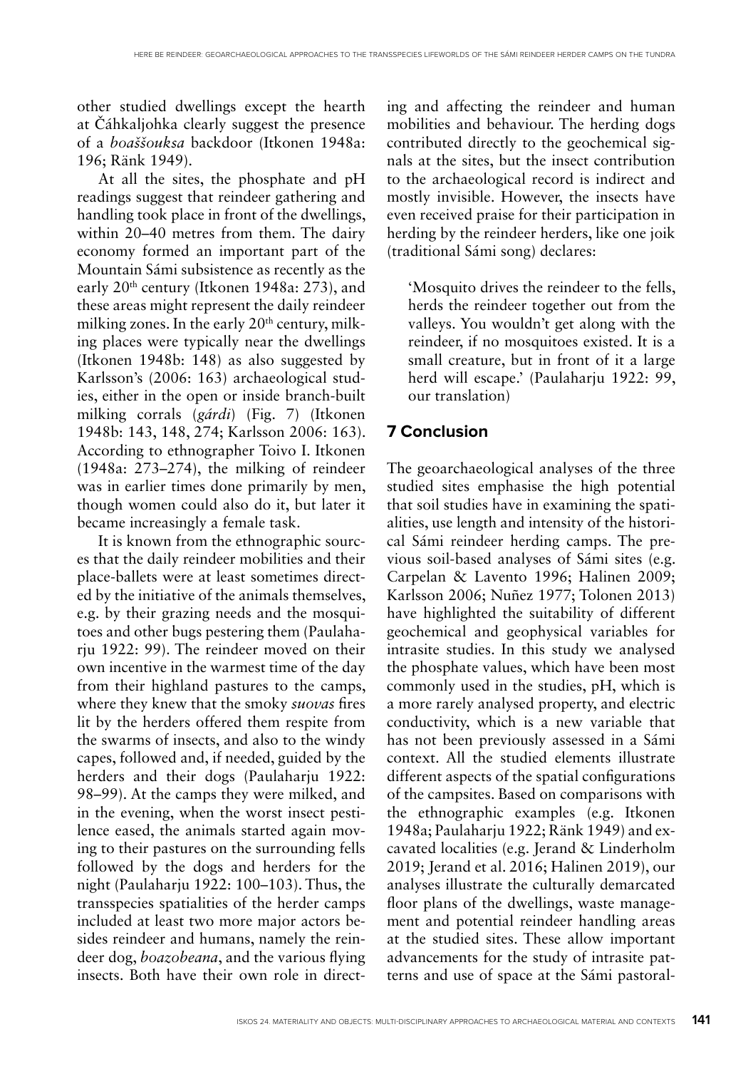other studied dwellings except the hearth at Čáhkaljohka clearly suggest the presence of a *boaššouksa* backdoor (Itkonen 1948a: 196; Ränk 1949).

At all the sites, the phosphate and pH readings suggest that reindeer gathering and handling took place in front of the dwellings, within 20–40 metres from them. The dairy economy formed an important part of the Mountain Sámi subsistence as recently as the early 20th century (Itkonen 1948a: 273), and these areas might represent the daily reindeer milking zones. In the early 20th century, milking places were typically near the dwellings (Itkonen 1948b: 148) as also suggested by Karlsson's (2006: 163) archaeological studies, either in the open or inside branch-built milking corrals (*gárdi*) (Fig. 7) (Itkonen 1948b: 143, 148, 274; Karlsson 2006: 163). According to ethnographer Toivo I. Itkonen (1948a: 273–274), the milking of reindeer was in earlier times done primarily by men, though women could also do it, but later it became increasingly a female task.

It is known from the ethnographic sources that the daily reindeer mobilities and their place-ballets were at least sometimes directed by the initiative of the animals themselves, e.g. by their grazing needs and the mosquitoes and other bugs pestering them (Paulaharju 1922: 99). The reindeer moved on their own incentive in the warmest time of the day from their highland pastures to the camps, where they knew that the smoky *suovas* fires lit by the herders offered them respite from the swarms of insects, and also to the windy capes, followed and, if needed, guided by the herders and their dogs (Paulaharju 1922: 98–99). At the camps they were milked, and in the evening, when the worst insect pestilence eased, the animals started again moving to their pastures on the surrounding fells followed by the dogs and herders for the night (Paulaharju 1922: 100–103). Thus, the transspecies spatialities of the herder camps included at least two more major actors besides reindeer and humans, namely the reindeer dog, *boazobeana*, and the various flying insects. Both have their own role in directing and affecting the reindeer and human mobilities and behaviour. The herding dogs contributed directly to the geochemical signals at the sites, but the insect contribution to the archaeological record is indirect and mostly invisible. However, the insects have even received praise for their participation in herding by the reindeer herders, like one joik (traditional Sámi song) declares:

> 'Mosquito drives the reindeer to the fells, herds the reindeer together out from the valleys. You wouldn't get along with the reindeer, if no mosquitoes existed. It is a small creature, but in front of it a large herd will escape.' (Paulaharju 1922: 99, our translation)

## 7 Conclusion

The geoarchaeological analyses of the three studied sites emphasise the high potential that soil studies have in examining the spatialities, use length and intensity of the historical Sámi reindeer herding camps. The previous soil-based analyses of Sámi sites (e.g. Carpelan & Lavento 1996; Halinen 2009; Karlsson 2006; Nuñez 1977; Tolonen 2013) have highlighted the suitability of different geochemical and geophysical variables for intrasite studies. In this study we analysed the phosphate values, which have been most commonly used in the studies, pH, which is a more rarely analysed property, and electric conductivity, which is a new variable that has not been previously assessed in a Sámi context. All the studied elements illustrate different aspects of the spatial configurations of the campsites. Based on comparisons with the ethnographic examples (e.g. Itkonen 1948a; Paulaharju 1922; Ränk 1949) and excavated localities (e.g. Jerand & Linderholm 2019; Jerand et al. 2016; Halinen 2019), our analyses illustrate the culturally demarcated floor plans of the dwellings, waste management and potential reindeer handling areas at the studied sites. These allow important advancements for the study of intrasite patterns and use of space at the Sámi pastoral-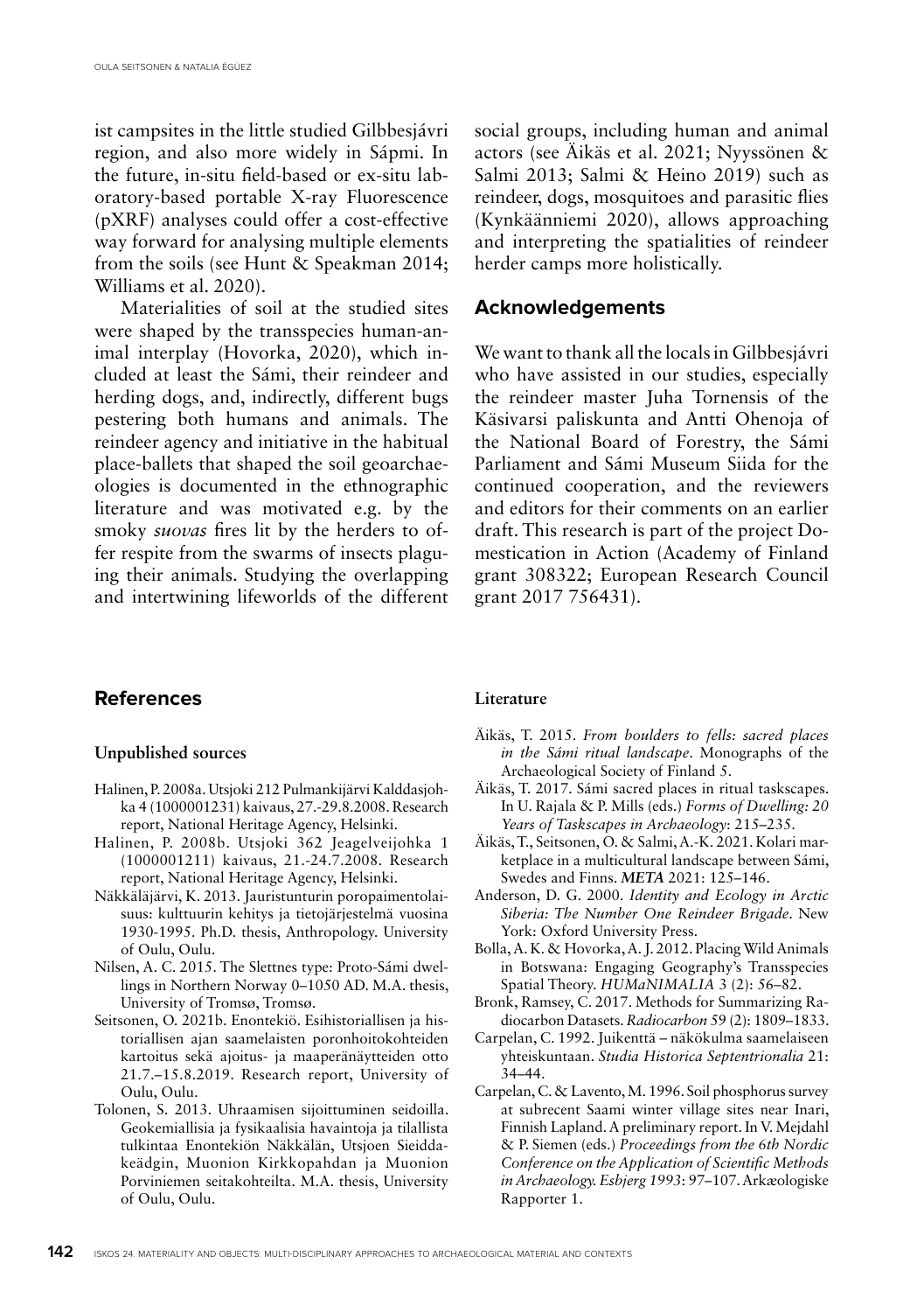ist campsites in the little studied Gilbbesjávri region, and also more widely in Sápmi. In the future, in-situ field-based or ex-situ laboratory-based portable X-ray Fluorescence (pXRF) analyses could offer a cost-effective way forward for analysing multiple elements from the soils (see Hunt & Speakman 2014; Williams et al. 2020).

Materialities of soil at the studied sites were shaped by the transspecies human-animal interplay (Hovorka, 2020), which included at least the Sámi, their reindeer and herding dogs, and, indirectly, different bugs pestering both humans and animals. The reindeer agency and initiative in the habitual place-ballets that shaped the soil geoarchaeologies is documented in the ethnographic literature and was motivated e.g. by the smoky *suovas* fires lit by the herders to offer respite from the swarms of insects plaguing their animals. Studying the overlapping and intertwining lifeworlds of the different social groups, including human and animal actors (see Äikäs et al. 2021; Nyyssönen & Salmi 2013; Salmi & Heino 2019) such as reindeer, dogs, mosquitoes and parasitic flies (Kynkäänniemi 2020), allows approaching and interpreting the spatialities of reindeer herder camps more holistically.

## Acknowledgements

We want to thank all the locals in Gilbbesjávri who have assisted in our studies, especially the reindeer master Juha Tornensis of the Käsivarsi paliskunta and Antti Ohenoja of the National Board of Forestry, the Sámi Parliament and Sámi Museum Siida for the continued cooperation, and the reviewers and editors for their comments on an earlier draft. This research is part of the project Domestication in Action (Academy of Finland grant 308322; European Research Council grant 2017 756431).

## References

### Unpublished sources

Halinen, P. 2008a. Utsjoki 212 Pulmankijärvi Kalddasjohka 4 (1000001231) kaivaus, 27.-29.8.2008. Research report, National Heritage Agency, Helsinki.

Halinen, P. 2008b. Utsjoki 362 Jeagelveijohka 1 (1000001211) kaivaus, 21.-24.7.2008. Research report, National Heritage Agency, Helsinki.

Näkkäläjärvi, K. 2013. Jauristunturin poropaimentolaisuus: kulttuurin kehitys ja tietojärjestelmä vuosina 1930-1995. Ph.D. thesis, Anthropology. University of Oulu, Oulu.

Nilsen, A. C. 2015. The Slettnes type: Proto-Sámi dwellings in Northern Norway 0–1050 AD. M.A. thesis, University of Tromsø, Tromsø.

Seitsonen, O. 2021b. Enontekiö. Esihistoriallisen ja historiallisen ajan saamelaisten poronhoitokohteiden kartoitus sekä ajoitus- ja maaperänäytteiden otto 21.7.–15.8.2019. Research report, University of Oulu, Oulu.

Tolonen, S. 2013. Uhraamisen sijoittuminen seidoilla. Geokemiallisia ja fysikaalisia havaintoja ja tilallista tulkintaa Enontekiön Näkkälän, Utsjoen Sieiddakeädgin, Muonion Kirkkopahdan ja Muonion Porviniemen seitakohteilta. M.A. thesis, University of Oulu, Oulu.

### Literature

Äikäs, T. 2015. *From boulders to fells: sacred places in the Sámi ritual landscape*. Monographs of the Archaeological Society of Finland 5.

Äikäs, T. 2017. Sámi sacred places in ritual taskscapes. In U. Rajala & P. Mills (eds.) *Forms of Dwelling: 20 Years of Taskscapes in Archaeology*: 215–235.

Äikäs, T., Seitsonen, O. & Salmi, A.-K. 2021. Kolari marketplace in a multicultural landscape between Sámi, Swedes and Finns. ***META*** 2021: 125–146.

Anderson, D. G. 2000. *Identity and Ecology in Arctic Siberia: The Number One Reindeer Brigade*. New York: Oxford University Press.

Bolla, A. K. & Hovorka, A. J. 2012. Placing Wild Animals in Botswana: Engaging Geography's Transspecies Spatial Theory. *HUMaNIMALIA* 3 (2): 56–82.

Bronk, Ramsey, C. 2017. Methods for Summarizing Radiocarbon Datasets. *Radiocarbon* 59 (2): 1809–1833.

Carpelan, C. 1992. Juikenttä – näkökulma saamelaiseen yhteiskuntaan. *Studia Historica Septentrionalia* 21: 34–44.

Carpelan, C. & Lavento, M. 1996. Soil phosphorus survey at subrecent Saami winter village sites near Inari, Finnish Lapland. A preliminary report. In V. Mejdahl & P. Siemen (eds.) *Proceedings from the 6th Nordic Conference on the Application of Scientific Methods in Archaeology. Esbjerg 1993*: 97–107. Arkæologiske Rapporter 1.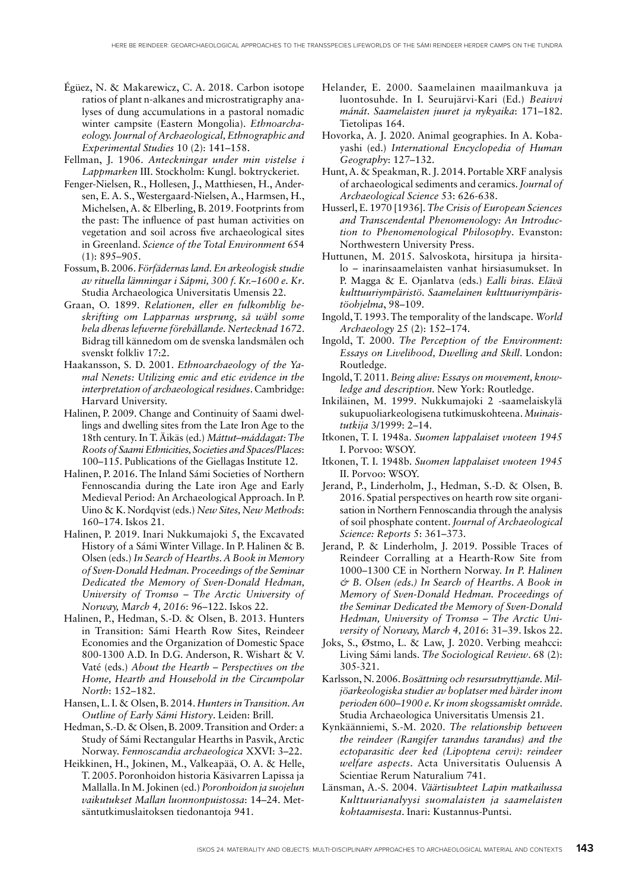Égüez, N. & Makarewicz, C. A. 2018. Carbon isotope ratios of plant n-alkanes and microstratigraphy analyses of dung accumulations in a pastoral nomadic winter campsite (Eastern Mongolia). *Ethnoarchaeology. Journal of Archaeological, Ethnographic and Experimental Studies* 10 (2): 141–158.

Fellman, J. 1906. *Anteckningar under min vistelse i Lappmarken* III. Stockholm: Kungl. boktryckeriet.

Fenger-Nielsen, R., Hollesen, J., Matthiesen, H., Andersen, E. A. S., Westergaard-Nielsen, A., Harmsen, H., Michelsen, A. & Elberling, B. 2019. Footprints from the past: The influence of past human activities on vegetation and soil across five archaeological sites in Greenland. *Science of the Total Environment* 654 (1): 895–905.

Fossum, B. 2006. *Förfädernas land. En arkeologisk studie av rituella lämningar i Sápmi, 300 f. Kr.–1600 e. Kr.* Studia Archaeologica Universitatis Umensis 22.

Graan, O. 1899. *Relationen, eller en fulkomblig beskrifting om Lapparnas ursprung, så wähl som hela dheras lefwerne förehållande. Nertecknad 1672.* Bidrag till kännedom om de svenska landsmålen och svenskt folkliv 17:2.

Haakansson, S. D. 2001. *Ethnoarchaeology of the Yamal Nenets: Utilizing emic and etic evidence in the interpretation of archaeological residues*. Cambridge: Harvard University.

Halinen, P. 2009. Change and Continuity of Saami dwellings and dwelling sites from the Late Iron Age to the 18th century. In T. Äikäs (ed.) *Máttut–máddagat: The Roots of Saami Ethnicities, Societies and Spaces/Places*: 100–115. Publications of the Giellagas Institute 12.

Halinen, P. 2016. The Inland Sámi Societies of Northern Fennoscandia during the Late iron Age and Early Medieval Period: An Archaeological Approach. In P. Uino & K. Nordqvist (eds.) *New Sites, New Methods*: 160–174. Iskos 21.

Halinen, P. 2019. Inari Nukkumajoki 5, the Excavated History of a Sámi Winter Village. In P. Halinen & B. Olsen (eds.) *In Search of Hearths. A Book in Memory of Sven-Donald Hedman. Proceedings of the Seminar Dedicated the Memory of Sven-Donald Hedman, University of Tromsø – The Arctic University of Norway, March 4, 2016*: 96–122. Iskos 22.

Halinen, P., Hedman, S.-D. & Olsen, B. 2013. Hunters in Transition: Sámi Hearth Row Sites, Reindeer Economies and the Organization of Domestic Space 800-1300 A.D. In D.G. Anderson, R. Wishart & V. Vaté (eds.) *About the Hearth – Perspectives on the Home, Hearth and Household in the Circumpolar North*: 152–182.

Hansen, L. I. & Olsen, B. 2014. *Hunters in Transition. An Outline of Early Sámi History*. Leiden: Brill.

Hedman, S.-D. & Olsen, B. 2009. Transition and Order: a Study of Sámi Rectangular Hearths in Pasvik, Arctic Norway. *Fennoscandia archaeologica* XXVI: 3–22.

Heikkinen, H., Jokinen, M., Valkeapää, O. A. & Helle, T. 2005. Poronhoidon historia Käsivarren Lapissa ja Mallalla. In M. Jokinen (ed.) *Poronhoidon ja suojelun vaikutukset Mallan luonnonpuistossa*: 14–24. Metsäntutkimuslaitoksen tiedonantoja 941.

Helander, E. 2000. Saamelainen maailmankuva ja luontosuhde. In I. Seurujärvi-Kari (Ed.) *Beaivvi mánát. Saamelaisten juuret ja nykyaika*: 171–182. Tietolipas 164.

Hovorka, A. J. 2020. Animal geographies. In A. Kobayashi (ed.) *International Encyclopedia of Human Geography*: 127–132.

Hunt, A. & Speakman, R. J. 2014. Portable XRF analysis of archaeological sediments and ceramics. *Journal of Archaeological Science* 53: 626-638.

Husserl, E. 1970 [1936]. *The Crisis of European Sciences and Transcendental Phenomenology: An Introduction to Phenomenological Philosophy*. Evanston: Northwestern University Press.

Huttunen, M. 2015. Salvoskota, hirsitupa ja hirsitalo – inarinsaamelaisten vanhat hirsiasumukset. In P. Magga & E. Ojanlatva (eds.) *Ealli biras. Elävä kulttuuriympäristö. Saamelainen kulttuuriympäristöohjelma*, 98–109.

Ingold, T. 1993. The temporality of the landscape. *World Archaeology* 25 (2): 152–174.

Ingold, T. 2000. *The Perception of the Environment: Essays on Livelihood, Dwelling and Skill*. London: Routledge.

Ingold, T. 2011. *Being alive: Essays on movement, knowledge and description*. New York: Routledge.

Inkiläinen, M. 1999. Nukkumajoki 2 -saamelaiskylä sukupuoliarkeologisena tutkimuskohteena. *Muinaistutkija* 3/1999: 2–14.

Itkonen, T. I. 1948a. *Suomen lappalaiset vuoteen 1945* I. Porvoo: WSOY.

Itkonen, T. I. 1948b. *Suomen lappalaiset vuoteen 1945* II. Porvoo: WSOY.

Jerand, P., Linderholm, J., Hedman, S.-D. & Olsen, B. 2016. Spatial perspectives on hearth row site organisation in Northern Fennoscandia through the analysis of soil phosphate content. *Journal of Archaeological Science: Reports* 5: 361–373.

Jerand, P. & Linderholm, J. 2019. Possible Traces of Reindeer Corralling at a Hearth-Row Site from 1000–1300 CE in Northern Norway. *In P. Halinen & B. Olsen (eds.) In Search of Hearths. A Book in Memory of Sven-Donald Hedman. Proceedings of the Seminar Dedicated the Memory of Sven-Donald Hedman, University of Tromsø – The Arctic University of Norway, March 4, 2016*: 31–39. Iskos 22.

Joks, S., Østmo, L. & Law, J. 2020. Verbing meahcci: Living Sámi lands. *The Sociological Review*. 68 (2): 305-321.

Karlsson, N. 2006. *Bosättning och resursutnyttjande. Miljöarkeologiska studier av boplatser med härder inom perioden 600–1900 e. Kr inom skogssamiskt område*. Studia Archaeologica Universitatis Umensis 21.

Kynkäänniemi, S.-M. 2020. *The relationship between the reindeer (Rangifer tarandus tarandus) and the ectoparasitic deer ked (Lipoptena cervi): reindeer welfare aspects*. Acta Universitatis Ouluensis A Scientiae Rerum Naturalium 741.

Länsman, A.-S. 2004. *Väärtisuhteet Lapin matkailussa Kulttuurianalyysi suomalaisten ja saamelaisten kohtaamisesta*. Inari: Kustannus-Puntsi.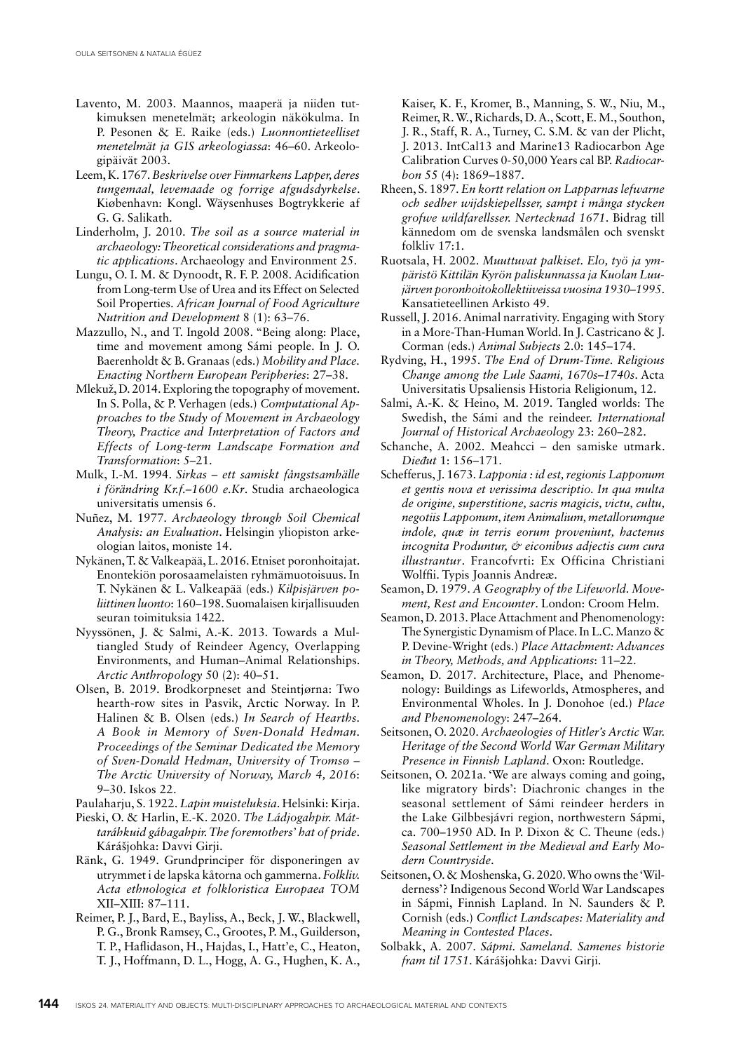Lavento, M. 2003. Maannos, maaperä ja niiden tutkimuksen menetelmät; arkeologin näkökulma. In P. Pesonen & E. Raike (eds.) *Luonnontieteelliset menetelmät ja GIS arkeologiassa*: 46–60. Arkeologipäivät 2003.

Leem, K. 1767. *Beskrivelse over Finmarkens Lapper, deres tungemaal, levemaade og forrige afgudsdyrkelse*. Kiøbenhavn: Kongl. Wäysenhuses Bogtrykkerie af G. G. Salikath.

Linderholm, J. 2010. *The soil as a source material in archaeology: Theoretical considerations and pragmatic applications*. Archaeology and Environment 25.

Lungu, O. I. M. & Dynoodt, R. F. P. 2008. Acidification from Long-term Use of Urea and its Effect on Selected Soil Properties. *African Journal of Food Agriculture Nutrition and Development* 8 (1): 63–76.

Mazzullo, N., and T. Ingold 2008. "Being along: Place, time and movement among Sámi people. In J. O. Baerenholdt & B. Granaas (eds.) *Mobility and Place. Enacting Northern European Peripheries*: 27–38.

Mlekuž, D. 2014. Exploring the topography of movement. In S. Polla, & P. Verhagen (eds.) *Computational Approaches to the Study of Movement in Archaeology Theory, Practice and Interpretation of Factors and Effects of Long-term Landscape Formation and Transformation*: 5–21.

Mulk, I.-M. 1994. *Sirkas – ett samiskt fångstsamhälle i förändring Kr.f.–1600 e.Kr*. Studia archaeologica universitatis umensis 6.

Nuñez, M. 1977. *Archaeology through Soil Chemical Analysis: an Evaluation*. Helsingin yliopiston arkeologian laitos, moniste 14.

Nykänen, T. & Valkeapää, L. 2016. Etniset poronhoitajat. Enontekiön porosaamelaisten ryhmämuotoisuus. In T. Nykänen & L. Valkeapää (eds.) *Kilpisjärven poliittinen luonto*: 160–198. Suomalaisen kirjallisuuden seuran toimituksia 1422.

Nyyssönen, J. & Salmi, A.-K. 2013. Towards a Multiangled Study of Reindeer Agency, Overlapping Environments, and Human–Animal Relationships. *Arctic Anthropology* 50 (2): 40–51.

Olsen, B. 2019. Brodkorpneset and Steintjørna: Two hearth-row sites in Pasvik, Arctic Norway. In P. Halinen & B. Olsen (eds.) *In Search of Hearths. A Book in Memory of Sven-Donald Hedman. Proceedings of the Seminar Dedicated the Memory of Sven-Donald Hedman, University of Tromsø – The Arctic University of Norway, March 4, 2016*: 9–30. Iskos 22.

Paulaharju, S. 1922. *Lapin muisteluksia*. Helsinki: Kirja.

Pieski, O. & Harlin, E.-K. 2020. *The Ládjogahpir. Máttaráhkuid gábagahpir. The foremothers' hat of pride*. Kárášjohka: Davvi Girji.

Ränk, G. 1949. Grundprinciper för disponeringen av utrymmet i de lapska kåtorna och gammerna. *Folkliv. Acta ethnologica et folkloristica Europaea TOM* XII–XIII: 87–111.

Reimer, P. J., Bard, E., Bayliss, A., Beck, J. W., Blackwell, P. G., Bronk Ramsey, C., Grootes, P. M., Guilderson, T. P., Haflidason, H., Hajdas, I., Hatt'e, C., Heaton, T. J., Hoffmann, D. L., Hogg, A. G., Hughen, K. A., Kaiser, K. F., Kromer, B., Manning, S. W., Niu, M., Reimer, R. W., Richards, D. A., Scott, E. M., Southon, J. R., Staff, R. A., Turney, C. S.M. & van der Plicht, J. 2013. IntCal13 and Marine13 Radiocarbon Age Calibration Curves 0-50,000 Years cal BP. *Radiocarbon* 55 (4): 1869–1887.

Rheen, S. 1897. *En kortt relation on Lapparnas lefwarne och sedher wijdskiepellsser, sampt i många stycken grofwe wildfarellsser. Nertecknad 1671*. Bidrag till kännedom om de svenska landsmålen och svenskt folkliv 17:1.

Ruotsala, H. 2002. *Muuttuvat palkiset. Elo, työ ja ympäristö Kittilän Kyrön paliskunnassa ja Kuolan Luujärven poronhoitokollektiiveissa vuosina 1930–1995*. Kansatieteellinen Arkisto 49.

Russell, J. 2016. Animal narrativity. Engaging with Story in a More-Than-Human World. In J. Castricano & J. Corman (eds.) *Animal Subjects* 2.0: 145–174.

Rydving, H., 1995. *The End of Drum-Time. Religious Change among the Lule Saami, 1670s–1740s*. Acta Universitatis Upsaliensis Historia Religionum, 12.

Salmi, A.-K. & Heino, M. 2019. Tangled worlds: The Swedish, the Sámi and the reindeer. *International Journal of Historical Archaeology* 23: 260–282.

Schanche, A. 2002. Meahcci – den samiske utmark. *Dieđut* 1: 156–171.

Schefferus, J. 1673. *Lapponia : id est, regionis Lapponum et gentis nova et verissima descriptio. In qua multa de origine, superstitione, sacris magicis, victu, cultu, negotiis Lapponum, item Animalium, metallorumque indole, quæ in terris eorum proveniunt, hactenus incognita Produntur, & eiconibus adjectis cum cura illustrantur*. Francofvrti: Ex Officina Christiani Wolffii. Typis Joannis Andreæ.

Seamon, D. 1979. *A Geography of the Lifeworld. Movement, Rest and Encounter*. London: Croom Helm.

Seamon, D. 2013. Place Attachment and Phenomenology: The Synergistic Dynamism of Place. In L.C. Manzo & P. Devine-Wright (eds.) *Place Attachment: Advances in Theory, Methods, and Applications*: 11–22.

Seamon, D. 2017. Architecture, Place, and Phenomenology: Buildings as Lifeworlds, Atmospheres, and Environmental Wholes. In J. Donohoe (ed.) *Place and Phenomenology*: 247–264.

Seitsonen, O. 2020. *Archaeologies of Hitler's Arctic War. Heritage of the Second World War German Military Presence in Finnish Lapland*. Oxon: Routledge.

Seitsonen, O. 2021a. 'We are always coming and going, like migratory birds': Diachronic changes in the seasonal settlement of Sámi reindeer herders in the Lake Gilbbesjávri region, northwestern Sápmi, ca. 700–1950 AD. In P. Dixon & C. Theune (eds.) *Seasonal Settlement in the Medieval and Early Modern Countryside*.

Seitsonen, O. & Moshenska, G. 2020. Who owns the 'Wilderness'? Indigenous Second World War Landscapes in Sápmi, Finnish Lapland. In N. Saunders & P. Cornish (eds.) *Conflict Landscapes: Materiality and Meaning in Contested Places*.

Solbakk, A. 2007. *Sápmi. Sameland. Samenes historie fram til 1751*. Kárášjohka: Davvi Girji.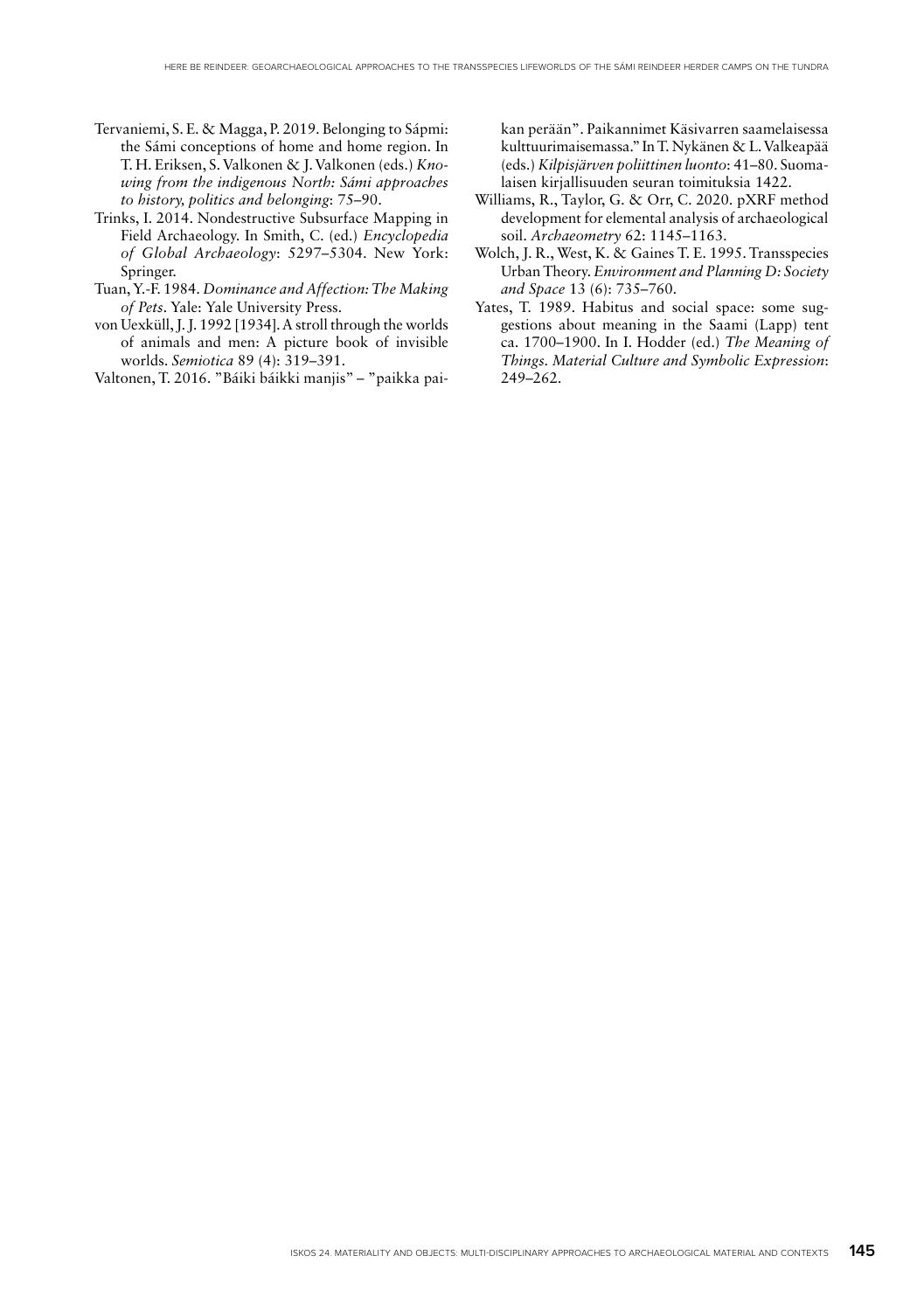Tervaniemi, S. E. & Magga, P. 2019. Belonging to Sápmi: the Sámi conceptions of home and home region. In T. H. Eriksen, S. Valkonen & J. Valkonen (eds.) *Knowing from the indigenous North: Sámi approaches to history, politics and belonging*: 75–90.

Trinks, I. 2014. Nondestructive Subsurface Mapping in Field Archaeology. In Smith, C. (ed.) *Encyclopedia of Global Archaeology*: 5297–5304. New York: Springer.

Tuan, Y.-F. 1984. *Dominance and Affection: The Making of Pets*. Yale: Yale University Press.

von Uexküll, J. J. 1992 [1934]. A stroll through the worlds of animals and men: A picture book of invisible worlds. *Semiotica* 89 (4): 319–391.

Valtonen, T. 2016. "Báiki báikki manjis" – "paikka paikan perään". Paikannimet Käsivarren saamelaisessa kulttuurimaisemassa." In T. Nykänen & L. Valkeapää (eds.) *Kilpisjärven poliittinen luonto*: 41–80. Suomalaisen kirjallisuuden seuran toimituksia 1422.

Williams, R., Taylor, G. & Orr, C. 2020. pXRF method development for elemental analysis of archaeological soil. *Archaeometry* 62: 1145–1163.

Wolch, J. R., West, K. & Gaines T. E. 1995. Transspecies Urban Theory. *Environment and Planning D: Society and Space* 13 (6): 735–760.

Yates, T. 1989. Habitus and social space: some suggestions about meaning in the Saami (Lapp) tent ca. 1700–1900. In I. Hodder (ed.) *The Meaning of Things. Material Culture and Symbolic Expression*: 249–262.